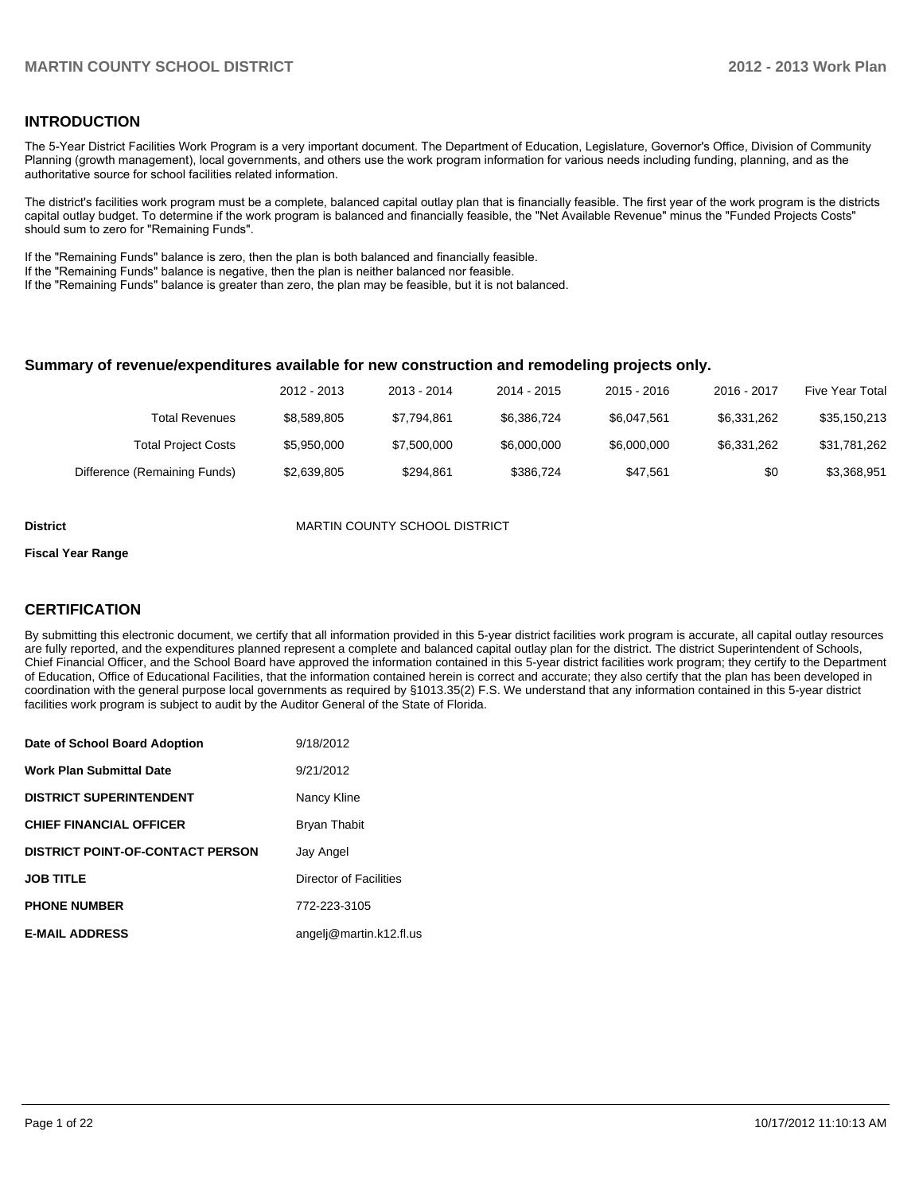## INTRODUCTION

The 5-Year District Facilities Work Program is a very important document. The Department of Education, Legislature, Governor's Office, Division of Community Planning (growth management), local governments, and others use the work program information for various needs including funding, planning, and as the authoritative source for school facilities related information.

The district's facilities work program must be a complete, balanced capital outlay plan that is financially feasible. The first year of the work program is the districts capital outlay budget. To determine if the work program is balanced and financially feasible, the "Net Available Revenue" minus the "Funded Projects Costs" should sum to zero for "Remaining Funds".

If the "Remaining Funds" balance is zero, then the plan is both balanced and financially feasible.
If the "Remaining Funds" balance is negative, then the plan is neither balanced nor feasible.
If the "Remaining Funds" balance is greater than zero, the plan may be feasible, but it is not balanced.

### Summary of revenue/expenditures available for new construction and remodeling projects only.

| | 2012 - 2013 | 2013 - 2014 | 2014 - 2015 | 2015 - 2016 | 2016 - 2017 | Five Year Total |
|---|---|---|---|---|---|---|
| Total Revenues | $8,589,805 | $7,794,861 | $6,386,724 | $6,047,561 | $6,331,262 | $35,150,213 |
| Total Project Costs | $5,950,000 | $7,500,000 | $6,000,000 | $6,000,000 | $6,331,262 | $31,781,262 |
| Difference (Remaining Funds) | $2,639,805 | $294,861 | $386,724 | $47,561 | $0 | $3,368,951 |

**District** MARTIN COUNTY SCHOOL DISTRICT

**Fiscal Year Range**

## CERTIFICATION

By submitting this electronic document, we certify that all information provided in this 5-year district facilities work program is accurate, all capital outlay resources are fully reported, and the expenditures planned represent a complete and balanced capital outlay plan for the district. The district Superintendent of Schools, Chief Financial Officer, and the School Board have approved the information contained in this 5-year district facilities work program; they certify to the Department of Education, Office of Educational Facilities, that the information contained herein is correct and accurate; they also certify that the plan has been developed in coordination with the general purpose local governments as required by §1013.35(2) F.S. We understand that any information contained in this 5-year district facilities work program is subject to audit by the Auditor General of the State of Florida.

| | |
|---|---|
| **Date of School Board Adoption** | 9/18/2012 |
| **Work Plan Submittal Date** | 9/21/2012 |
| **DISTRICT SUPERINTENDENT** | Nancy Kline |
| **CHIEF FINANCIAL OFFICER** | Bryan Thabit |
| **DISTRICT POINT-OF-CONTACT PERSON** | Jay Angel |
| **JOB TITLE** | Director of Facilities |
| **PHONE NUMBER** | 772-223-3105 |
| **E-MAIL ADDRESS** | angelj@martin.k12.fl.us |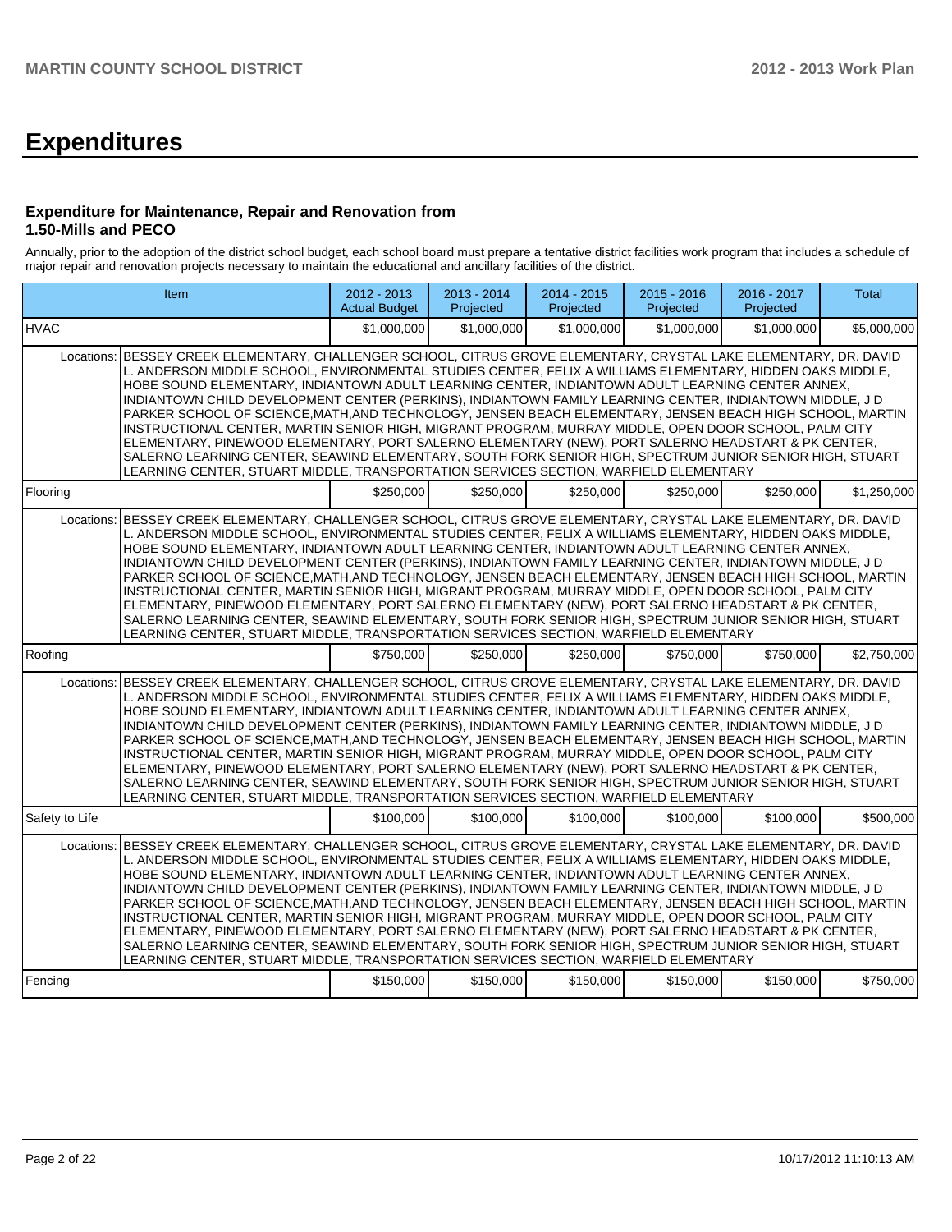# Expenditures

### Expenditure for Maintenance, Repair and Renovation from 1.50-Mills and PECO

Annually, prior to the adoption of the district school budget, each school board must prepare a tentative district facilities work program that includes a schedule of major repair and renovation projects necessary to maintain the educational and ancillary facilities of the district.

| Item | | 2012 - 2013 Actual Budget | 2013 - 2014 Projected | 2014 - 2015 Projected | 2015 - 2016 Projected | 2016 - 2017 Projected | Total |
|---|---|---|---|---|---|---|---|
| HVAC | | $1,000,000 | $1,000,000 | $1,000,000 | $1,000,000 | $1,000,000 | $5,000,000 |
| Locations: | BESSEY CREEK ELEMENTARY, CHALLENGER SCHOOL, CITRUS GROVE ELEMENTARY, CRYSTAL LAKE ELEMENTARY, DR. DAVID L. ANDERSON MIDDLE SCHOOL, ENVIRONMENTAL STUDIES CENTER, FELIX A WILLIAMS ELEMENTARY, HIDDEN OAKS MIDDLE, HOBE SOUND ELEMENTARY, INDIANTOWN ADULT LEARNING CENTER, INDIANTOWN ADULT LEARNING CENTER ANNEX, INDIANTOWN CHILD DEVELOPMENT CENTER (PERKINS), INDIANTOWN FAMILY LEARNING CENTER, INDIANTOWN MIDDLE, J D PARKER SCHOOL OF SCIENCE,MATH,AND TECHNOLOGY, JENSEN BEACH ELEMENTARY, JENSEN BEACH HIGH SCHOOL, MARTIN INSTRUCTIONAL CENTER, MARTIN SENIOR HIGH, MIGRANT PROGRAM, MURRAY MIDDLE, OPEN DOOR SCHOOL, PALM CITY ELEMENTARY, PINEWOOD ELEMENTARY, PORT SALERNO ELEMENTARY (NEW), PORT SALERNO HEADSTART & PK CENTER, SALERNO LEARNING CENTER, SEAWIND ELEMENTARY, SOUTH FORK SENIOR HIGH, SPECTRUM JUNIOR SENIOR HIGH, STUART LEARNING CENTER, STUART MIDDLE, TRANSPORTATION SERVICES SECTION, WARFIELD ELEMENTARY | | | | | | |
| Flooring | | $250,000 | $250,000 | $250,000 | $250,000 | $250,000 | $1,250,000 |
| Locations: | BESSEY CREEK ELEMENTARY, CHALLENGER SCHOOL, CITRUS GROVE ELEMENTARY, CRYSTAL LAKE ELEMENTARY, DR. DAVID L. ANDERSON MIDDLE SCHOOL, ENVIRONMENTAL STUDIES CENTER, FELIX A WILLIAMS ELEMENTARY, HIDDEN OAKS MIDDLE, HOBE SOUND ELEMENTARY, INDIANTOWN ADULT LEARNING CENTER, INDIANTOWN ADULT LEARNING CENTER ANNEX, INDIANTOWN CHILD DEVELOPMENT CENTER (PERKINS), INDIANTOWN FAMILY LEARNING CENTER, INDIANTOWN MIDDLE, J D PARKER SCHOOL OF SCIENCE,MATH,AND TECHNOLOGY, JENSEN BEACH ELEMENTARY, JENSEN BEACH HIGH SCHOOL, MARTIN INSTRUCTIONAL CENTER, MARTIN SENIOR HIGH, MIGRANT PROGRAM, MURRAY MIDDLE, OPEN DOOR SCHOOL, PALM CITY ELEMENTARY, PINEWOOD ELEMENTARY, PORT SALERNO ELEMENTARY (NEW), PORT SALERNO HEADSTART & PK CENTER, SALERNO LEARNING CENTER, SEAWIND ELEMENTARY, SOUTH FORK SENIOR HIGH, SPECTRUM JUNIOR SENIOR HIGH, STUART LEARNING CENTER, STUART MIDDLE, TRANSPORTATION SERVICES SECTION, WARFIELD ELEMENTARY | | | | | | |
| Roofing | | $750,000 | $250,000 | $250,000 | $750,000 | $750,000 | $2,750,000 |
| Locations: | BESSEY CREEK ELEMENTARY, CHALLENGER SCHOOL, CITRUS GROVE ELEMENTARY, CRYSTAL LAKE ELEMENTARY, DR. DAVID L. ANDERSON MIDDLE SCHOOL, ENVIRONMENTAL STUDIES CENTER, FELIX A WILLIAMS ELEMENTARY, HIDDEN OAKS MIDDLE, HOBE SOUND ELEMENTARY, INDIANTOWN ADULT LEARNING CENTER, INDIANTOWN ADULT LEARNING CENTER ANNEX, INDIANTOWN CHILD DEVELOPMENT CENTER (PERKINS), INDIANTOWN FAMILY LEARNING CENTER, INDIANTOWN MIDDLE, J D PARKER SCHOOL OF SCIENCE,MATH,AND TECHNOLOGY, JENSEN BEACH ELEMENTARY, JENSEN BEACH HIGH SCHOOL, MARTIN INSTRUCTIONAL CENTER, MARTIN SENIOR HIGH, MIGRANT PROGRAM, MURRAY MIDDLE, OPEN DOOR SCHOOL, PALM CITY ELEMENTARY, PINEWOOD ELEMENTARY, PORT SALERNO ELEMENTARY (NEW), PORT SALERNO HEADSTART & PK CENTER, SALERNO LEARNING CENTER, SEAWIND ELEMENTARY, SOUTH FORK SENIOR HIGH, SPECTRUM JUNIOR SENIOR HIGH, STUART LEARNING CENTER, STUART MIDDLE, TRANSPORTATION SERVICES SECTION, WARFIELD ELEMENTARY | | | | | | |
| Safety to Life | | $100,000 | $100,000 | $100,000 | $100,000 | $100,000 | $500,000 |
| Locations: | BESSEY CREEK ELEMENTARY, CHALLENGER SCHOOL, CITRUS GROVE ELEMENTARY, CRYSTAL LAKE ELEMENTARY, DR. DAVID L. ANDERSON MIDDLE SCHOOL, ENVIRONMENTAL STUDIES CENTER, FELIX A WILLIAMS ELEMENTARY, HIDDEN OAKS MIDDLE, HOBE SOUND ELEMENTARY, INDIANTOWN ADULT LEARNING CENTER, INDIANTOWN ADULT LEARNING CENTER ANNEX, INDIANTOWN CHILD DEVELOPMENT CENTER (PERKINS), INDIANTOWN FAMILY LEARNING CENTER, INDIANTOWN MIDDLE, J D PARKER SCHOOL OF SCIENCE,MATH,AND TECHNOLOGY, JENSEN BEACH ELEMENTARY, JENSEN BEACH HIGH SCHOOL, MARTIN INSTRUCTIONAL CENTER, MARTIN SENIOR HIGH, MIGRANT PROGRAM, MURRAY MIDDLE, OPEN DOOR SCHOOL, PALM CITY ELEMENTARY, PINEWOOD ELEMENTARY, PORT SALERNO ELEMENTARY (NEW), PORT SALERNO HEADSTART & PK CENTER, SALERNO LEARNING CENTER, SEAWIND ELEMENTARY, SOUTH FORK SENIOR HIGH, SPECTRUM JUNIOR SENIOR HIGH, STUART LEARNING CENTER, STUART MIDDLE, TRANSPORTATION SERVICES SECTION, WARFIELD ELEMENTARY | | | | | | |
| Fencing | | $150,000 | $150,000 | $150,000 | $150,000 | $150,000 | $750,000 |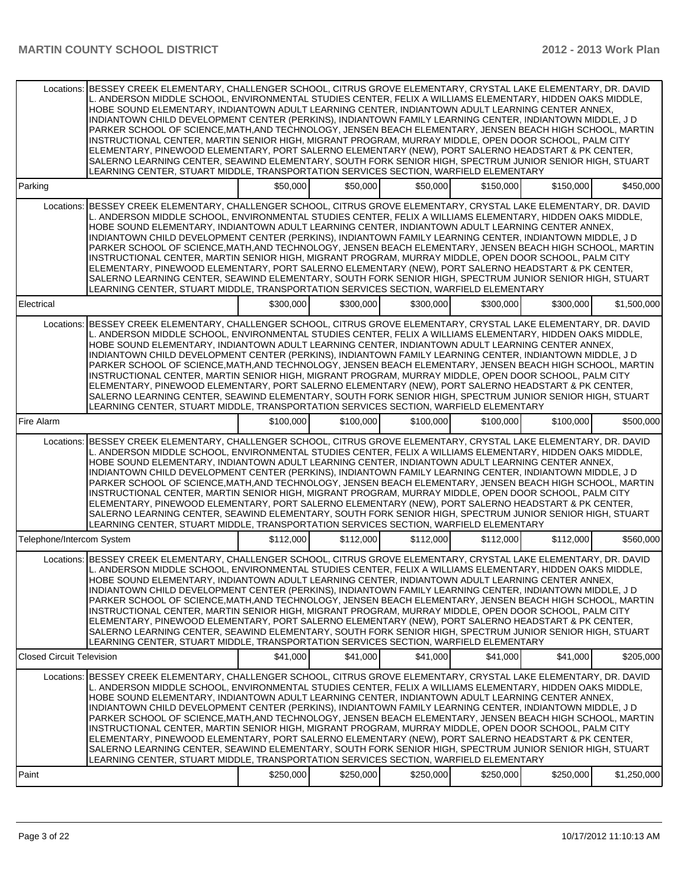| | | | | | | |
|---|---|---|---|---|---|---|
| Locations: | BESSEY CREEK ELEMENTARY, CHALLENGER SCHOOL, CITRUS GROVE ELEMENTARY, CRYSTAL LAKE ELEMENTARY, DR. DAVID L. ANDERSON MIDDLE SCHOOL, ENVIRONMENTAL STUDIES CENTER, FELIX A WILLIAMS ELEMENTARY, HIDDEN OAKS MIDDLE, HOBE SOUND ELEMENTARY, INDIANTOWN ADULT LEARNING CENTER, INDIANTOWN ADULT LEARNING CENTER ANNEX, INDIANTOWN CHILD DEVELOPMENT CENTER (PERKINS), INDIANTOWN FAMILY LEARNING CENTER, INDIANTOWN MIDDLE, J D PARKER SCHOOL OF SCIENCE,MATH,AND TECHNOLOGY, JENSEN BEACH ELEMENTARY, JENSEN BEACH HIGH SCHOOL, MARTIN INSTRUCTIONAL CENTER, MARTIN SENIOR HIGH, MIGRANT PROGRAM, MURRAY MIDDLE, OPEN DOOR SCHOOL, PALM CITY ELEMENTARY, PINEWOOD ELEMENTARY, PORT SALERNO ELEMENTARY (NEW), PORT SALERNO HEADSTART & PK CENTER, SALERNO LEARNING CENTER, SEAWIND ELEMENTARY, SOUTH FORK SENIOR HIGH, SPECTRUM JUNIOR SENIOR HIGH, STUART LEARNING CENTER, STUART MIDDLE, TRANSPORTATION SERVICES SECTION, WARFIELD ELEMENTARY | | | | | |
| Parking | | $50,000 | $50,000 | $50,000 | $150,000 | $150,000 | $450,000 |
| Locations: | BESSEY CREEK ELEMENTARY, CHALLENGER SCHOOL, CITRUS GROVE ELEMENTARY, CRYSTAL LAKE ELEMENTARY, DR. DAVID L. ANDERSON MIDDLE SCHOOL, ENVIRONMENTAL STUDIES CENTER, FELIX A WILLIAMS ELEMENTARY, HIDDEN OAKS MIDDLE, HOBE SOUND ELEMENTARY, INDIANTOWN ADULT LEARNING CENTER, INDIANTOWN ADULT LEARNING CENTER ANNEX, INDIANTOWN CHILD DEVELOPMENT CENTER (PERKINS), INDIANTOWN FAMILY LEARNING CENTER, INDIANTOWN MIDDLE, J D PARKER SCHOOL OF SCIENCE,MATH,AND TECHNOLOGY, JENSEN BEACH ELEMENTARY, JENSEN BEACH HIGH SCHOOL, MARTIN INSTRUCTIONAL CENTER, MARTIN SENIOR HIGH, MIGRANT PROGRAM, MURRAY MIDDLE, OPEN DOOR SCHOOL, PALM CITY ELEMENTARY, PINEWOOD ELEMENTARY, PORT SALERNO ELEMENTARY (NEW), PORT SALERNO HEADSTART & PK CENTER, SALERNO LEARNING CENTER, SEAWIND ELEMENTARY, SOUTH FORK SENIOR HIGH, SPECTRUM JUNIOR SENIOR HIGH, STUART LEARNING CENTER, STUART MIDDLE, TRANSPORTATION SERVICES SECTION, WARFIELD ELEMENTARY | | | | | |
| Electrical | | $300,000 | $300,000 | $300,000 | $300,000 | $300,000 | $1,500,000 |
| Locations: | BESSEY CREEK ELEMENTARY, CHALLENGER SCHOOL, CITRUS GROVE ELEMENTARY, CRYSTAL LAKE ELEMENTARY, DR. DAVID L. ANDERSON MIDDLE SCHOOL, ENVIRONMENTAL STUDIES CENTER, FELIX A WILLIAMS ELEMENTARY, HIDDEN OAKS MIDDLE, HOBE SOUND ELEMENTARY, INDIANTOWN ADULT LEARNING CENTER, INDIANTOWN ADULT LEARNING CENTER ANNEX, INDIANTOWN CHILD DEVELOPMENT CENTER (PERKINS), INDIANTOWN FAMILY LEARNING CENTER, INDIANTOWN MIDDLE, J D PARKER SCHOOL OF SCIENCE,MATH,AND TECHNOLOGY, JENSEN BEACH ELEMENTARY, JENSEN BEACH HIGH SCHOOL, MARTIN INSTRUCTIONAL CENTER, MARTIN SENIOR HIGH, MIGRANT PROGRAM, MURRAY MIDDLE, OPEN DOOR SCHOOL, PALM CITY ELEMENTARY, PINEWOOD ELEMENTARY, PORT SALERNO ELEMENTARY (NEW), PORT SALERNO HEADSTART & PK CENTER, SALERNO LEARNING CENTER, SEAWIND ELEMENTARY, SOUTH FORK SENIOR HIGH, SPECTRUM JUNIOR SENIOR HIGH, STUART LEARNING CENTER, STUART MIDDLE, TRANSPORTATION SERVICES SECTION, WARFIELD ELEMENTARY | | | | | |
| Fire Alarm | | $100,000 | $100,000 | $100,000 | $100,000 | $100,000 | $500,000 |
| Locations: | BESSEY CREEK ELEMENTARY, CHALLENGER SCHOOL, CITRUS GROVE ELEMENTARY, CRYSTAL LAKE ELEMENTARY, DR. DAVID L. ANDERSON MIDDLE SCHOOL, ENVIRONMENTAL STUDIES CENTER, FELIX A WILLIAMS ELEMENTARY, HIDDEN OAKS MIDDLE, HOBE SOUND ELEMENTARY, INDIANTOWN ADULT LEARNING CENTER, INDIANTOWN ADULT LEARNING CENTER ANNEX, INDIANTOWN CHILD DEVELOPMENT CENTER (PERKINS), INDIANTOWN FAMILY LEARNING CENTER, INDIANTOWN MIDDLE, J D PARKER SCHOOL OF SCIENCE,MATH,AND TECHNOLOGY, JENSEN BEACH ELEMENTARY, JENSEN BEACH HIGH SCHOOL, MARTIN INSTRUCTIONAL CENTER, MARTIN SENIOR HIGH, MIGRANT PROGRAM, MURRAY MIDDLE, OPEN DOOR SCHOOL, PALM CITY ELEMENTARY, PINEWOOD ELEMENTARY, PORT SALERNO ELEMENTARY (NEW), PORT SALERNO HEADSTART & PK CENTER, SALERNO LEARNING CENTER, SEAWIND ELEMENTARY, SOUTH FORK SENIOR HIGH, SPECTRUM JUNIOR SENIOR HIGH, STUART LEARNING CENTER, STUART MIDDLE, TRANSPORTATION SERVICES SECTION, WARFIELD ELEMENTARY | | | | | |
| Telephone/Intercom System | | $112,000 | $112,000 | $112,000 | $112,000 | $112,000 | $560,000 |
| Locations: | BESSEY CREEK ELEMENTARY, CHALLENGER SCHOOL, CITRUS GROVE ELEMENTARY, CRYSTAL LAKE ELEMENTARY, DR. DAVID L. ANDERSON MIDDLE SCHOOL, ENVIRONMENTAL STUDIES CENTER, FELIX A WILLIAMS ELEMENTARY, HIDDEN OAKS MIDDLE, HOBE SOUND ELEMENTARY, INDIANTOWN ADULT LEARNING CENTER, INDIANTOWN ADULT LEARNING CENTER ANNEX, INDIANTOWN CHILD DEVELOPMENT CENTER (PERKINS), INDIANTOWN FAMILY LEARNING CENTER, INDIANTOWN MIDDLE, J D PARKER SCHOOL OF SCIENCE,MATH,AND TECHNOLOGY, JENSEN BEACH ELEMENTARY, JENSEN BEACH HIGH SCHOOL, MARTIN INSTRUCTIONAL CENTER, MARTIN SENIOR HIGH, MIGRANT PROGRAM, MURRAY MIDDLE, OPEN DOOR SCHOOL, PALM CITY ELEMENTARY, PINEWOOD ELEMENTARY, PORT SALERNO ELEMENTARY (NEW), PORT SALERNO HEADSTART & PK CENTER, SALERNO LEARNING CENTER, SEAWIND ELEMENTARY, SOUTH FORK SENIOR HIGH, SPECTRUM JUNIOR SENIOR HIGH, STUART LEARNING CENTER, STUART MIDDLE, TRANSPORTATION SERVICES SECTION, WARFIELD ELEMENTARY | | | | | |
| Closed Circuit Television | | $41,000 | $41,000 | $41,000 | $41,000 | $41,000 | $205,000 |
| Locations: | BESSEY CREEK ELEMENTARY, CHALLENGER SCHOOL, CITRUS GROVE ELEMENTARY, CRYSTAL LAKE ELEMENTARY, DR. DAVID L. ANDERSON MIDDLE SCHOOL, ENVIRONMENTAL STUDIES CENTER, FELIX A WILLIAMS ELEMENTARY, HIDDEN OAKS MIDDLE, HOBE SOUND ELEMENTARY, INDIANTOWN ADULT LEARNING CENTER, INDIANTOWN ADULT LEARNING CENTER ANNEX, INDIANTOWN CHILD DEVELOPMENT CENTER (PERKINS), INDIANTOWN FAMILY LEARNING CENTER, INDIANTOWN MIDDLE, J D PARKER SCHOOL OF SCIENCE,MATH,AND TECHNOLOGY, JENSEN BEACH ELEMENTARY, JENSEN BEACH HIGH SCHOOL, MARTIN INSTRUCTIONAL CENTER, MARTIN SENIOR HIGH, MIGRANT PROGRAM, MURRAY MIDDLE, OPEN DOOR SCHOOL, PALM CITY ELEMENTARY, PINEWOOD ELEMENTARY, PORT SALERNO ELEMENTARY (NEW), PORT SALERNO HEADSTART & PK CENTER, SALERNO LEARNING CENTER, SEAWIND ELEMENTARY, SOUTH FORK SENIOR HIGH, SPECTRUM JUNIOR SENIOR HIGH, STUART LEARNING CENTER, STUART MIDDLE, TRANSPORTATION SERVICES SECTION, WARFIELD ELEMENTARY | | | | | |
| Paint | | $250,000 | $250,000 | $250,000 | $250,000 | $250,000 | $1,250,000 |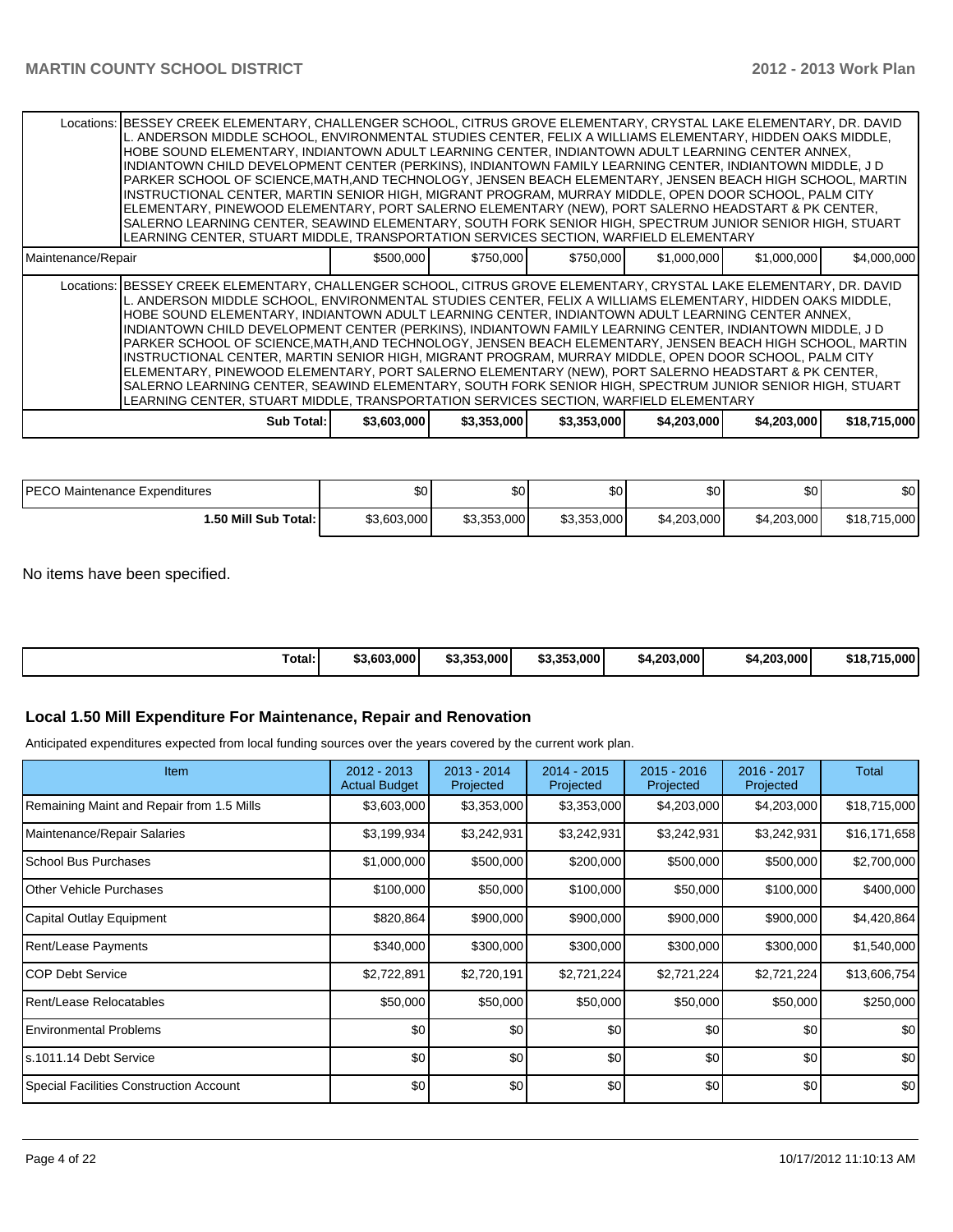| | | | | | | |
|---|---|---|---|---|---|---|
| Locations: | BESSEY CREEK ELEMENTARY, CHALLENGER SCHOOL, CITRUS GROVE ELEMENTARY, CRYSTAL LAKE ELEMENTARY, DR. DAVID L. ANDERSON MIDDLE SCHOOL, ENVIRONMENTAL STUDIES CENTER, FELIX A WILLIAMS ELEMENTARY, HIDDEN OAKS MIDDLE, HOBE SOUND ELEMENTARY, INDIANTOWN ADULT LEARNING CENTER, INDIANTOWN ADULT LEARNING CENTER ANNEX, INDIANTOWN CHILD DEVELOPMENT CENTER (PERKINS), INDIANTOWN FAMILY LEARNING CENTER, INDIANTOWN MIDDLE, J D PARKER SCHOOL OF SCIENCE,MATH,AND TECHNOLOGY, JENSEN BEACH ELEMENTARY, JENSEN BEACH HIGH SCHOOL, MARTIN INSTRUCTIONAL CENTER, MARTIN SENIOR HIGH, MIGRANT PROGRAM, MURRAY MIDDLE, OPEN DOOR SCHOOL, PALM CITY ELEMENTARY, PINEWOOD ELEMENTARY, PORT SALERNO ELEMENTARY (NEW), PORT SALERNO HEADSTART & PK CENTER, SALERNO LEARNING CENTER, SEAWIND ELEMENTARY, SOUTH FORK SENIOR HIGH, SPECTRUM JUNIOR SENIOR HIGH, STUART LEARNING CENTER, STUART MIDDLE, TRANSPORTATION SERVICES SECTION, WARFIELD ELEMENTARY | | | | | |
| Maintenance/Repair | | $500,000 | $750,000 | $750,000 | $1,000,000 | $1,000,000 | $4,000,000 |
| Locations: | BESSEY CREEK ELEMENTARY, CHALLENGER SCHOOL, CITRUS GROVE ELEMENTARY, CRYSTAL LAKE ELEMENTARY, DR. DAVID L. ANDERSON MIDDLE SCHOOL, ENVIRONMENTAL STUDIES CENTER, FELIX A WILLIAMS ELEMENTARY, HIDDEN OAKS MIDDLE, HOBE SOUND ELEMENTARY, INDIANTOWN ADULT LEARNING CENTER, INDIANTOWN ADULT LEARNING CENTER ANNEX, INDIANTOWN CHILD DEVELOPMENT CENTER (PERKINS), INDIANTOWN FAMILY LEARNING CENTER, INDIANTOWN MIDDLE, J D PARKER SCHOOL OF SCIENCE,MATH,AND TECHNOLOGY, JENSEN BEACH ELEMENTARY, JENSEN BEACH HIGH SCHOOL, MARTIN INSTRUCTIONAL CENTER, MARTIN SENIOR HIGH, MIGRANT PROGRAM, MURRAY MIDDLE, OPEN DOOR SCHOOL, PALM CITY ELEMENTARY, PINEWOOD ELEMENTARY, PORT SALERNO ELEMENTARY (NEW), PORT SALERNO HEADSTART & PK CENTER, SALERNO LEARNING CENTER, SEAWIND ELEMENTARY, SOUTH FORK SENIOR HIGH, SPECTRUM JUNIOR SENIOR HIGH, STUART LEARNING CENTER, STUART MIDDLE, TRANSPORTATION SERVICES SECTION, WARFIELD ELEMENTARY | | | | | |
| | **Sub Total:** | **$3,603,000** | **$3,353,000** | **$3,353,000** | **$4,203,000** | **$4,203,000** | **$18,715,000** |

| | | | | | | |
|---|---|---|---|---|---|---|
| PECO Maintenance Expenditures | $0 | $0 | $0 | $0 | $0 | $0 |
| **1.50 Mill Sub Total:** | $3,603,000 | $3,353,000 | $3,353,000 | $4,203,000 | $4,203,000 | $18,715,000 |

No items have been specified.

| | | | | | | |
|---|---|---|---|---|---|---|
| **Total:** | **$3,603,000** | **$3,353,000** | **$3,353,000** | **$4,203,000** | **$4,203,000** | **$18,715,000** |

### Local 1.50 Mill Expenditure For Maintenance, Repair and Renovation

Anticipated expenditures expected from local funding sources over the years covered by the current work plan.

| Item | 2012 - 2013 Actual Budget | 2013 - 2014 Projected | 2014 - 2015 Projected | 2015 - 2016 Projected | 2016 - 2017 Projected | Total |
|---|---|---|---|---|---|---|
| Remaining Maint and Repair from 1.5 Mills | $3,603,000 | $3,353,000 | $3,353,000 | $4,203,000 | $4,203,000 | $18,715,000 |
| Maintenance/Repair Salaries | $3,199,934 | $3,242,931 | $3,242,931 | $3,242,931 | $3,242,931 | $16,171,658 |
| School Bus Purchases | $1,000,000 | $500,000 | $200,000 | $500,000 | $500,000 | $2,700,000 |
| Other Vehicle Purchases | $100,000 | $50,000 | $100,000 | $50,000 | $100,000 | $400,000 |
| Capital Outlay Equipment | $820,864 | $900,000 | $900,000 | $900,000 | $900,000 | $4,420,864 |
| Rent/Lease Payments | $340,000 | $300,000 | $300,000 | $300,000 | $300,000 | $1,540,000 |
| COP Debt Service | $2,722,891 | $2,720,191 | $2,721,224 | $2,721,224 | $2,721,224 | $13,606,754 |
| Rent/Lease Relocatables | $50,000 | $50,000 | $50,000 | $50,000 | $50,000 | $250,000 |
| Environmental Problems | $0 | $0 | $0 | $0 | $0 | $0 |
| s.1011.14 Debt Service | $0 | $0 | $0 | $0 | $0 | $0 |
| Special Facilities Construction Account | $0 | $0 | $0 | $0 | $0 | $0 |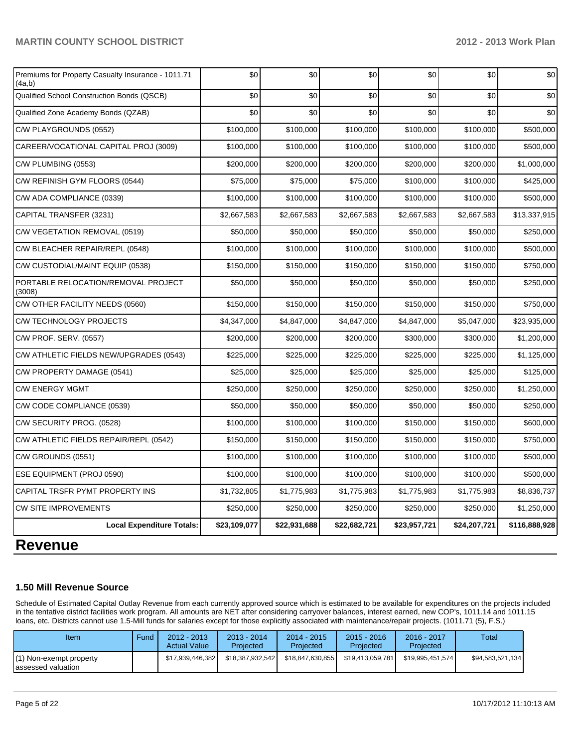| | | | | | | |
|---|---|---|---|---|---|---|
| Premiums for Property Casualty Insurance - 1011.71 (4a,b) | $0 | $0 | $0 | $0 | $0 | $0 |
| Qualified School Construction Bonds (QSCB) | $0 | $0 | $0 | $0 | $0 | $0 |
| Qualified Zone Academy Bonds (QZAB) | $0 | $0 | $0 | $0 | $0 | $0 |
| C/W PLAYGROUNDS (0552) | $100,000 | $100,000 | $100,000 | $100,000 | $100,000 | $500,000 |
| CAREER/VOCATIONAL CAPITAL PROJ (3009) | $100,000 | $100,000 | $100,000 | $100,000 | $100,000 | $500,000 |
| C/W PLUMBING (0553) | $200,000 | $200,000 | $200,000 | $200,000 | $200,000 | $1,000,000 |
| C/W REFINISH GYM FLOORS (0544) | $75,000 | $75,000 | $75,000 | $100,000 | $100,000 | $425,000 |
| C/W ADA COMPLIANCE (0339) | $100,000 | $100,000 | $100,000 | $100,000 | $100,000 | $500,000 |
| CAPITAL TRANSFER (3231) | $2,667,583 | $2,667,583 | $2,667,583 | $2,667,583 | $2,667,583 | $13,337,915 |
| C/W VEGETATION REMOVAL (0519) | $50,000 | $50,000 | $50,000 | $50,000 | $50,000 | $250,000 |
| C/W BLEACHER REPAIR/REPL (0548) | $100,000 | $100,000 | $100,000 | $100,000 | $100,000 | $500,000 |
| C/W CUSTODIAL/MAINT EQUIP (0538) | $150,000 | $150,000 | $150,000 | $150,000 | $150,000 | $750,000 |
| PORTABLE RELOCATION/REMOVAL PROJECT (3008) | $50,000 | $50,000 | $50,000 | $50,000 | $50,000 | $250,000 |
| C/W OTHER FACILITY NEEDS (0560) | $150,000 | $150,000 | $150,000 | $150,000 | $150,000 | $750,000 |
| C/W TECHNOLOGY PROJECTS | $4,347,000 | $4,847,000 | $4,847,000 | $4,847,000 | $5,047,000 | $23,935,000 |
| C/W PROF. SERV. (0557) | $200,000 | $200,000 | $200,000 | $300,000 | $300,000 | $1,200,000 |
| C/W ATHLETIC FIELDS NEW/UPGRADES (0543) | $225,000 | $225,000 | $225,000 | $225,000 | $225,000 | $1,125,000 |
| C/W PROPERTY DAMAGE (0541) | $25,000 | $25,000 | $25,000 | $25,000 | $25,000 | $125,000 |
| C/W ENERGY MGMT | $250,000 | $250,000 | $250,000 | $250,000 | $250,000 | $1,250,000 |
| C/W CODE COMPLIANCE (0539) | $50,000 | $50,000 | $50,000 | $50,000 | $50,000 | $250,000 |
| C/W SECURITY PROG. (0528) | $100,000 | $100,000 | $100,000 | $150,000 | $150,000 | $600,000 |
| C/W ATHLETIC FIELDS REPAIR/REPL (0542) | $150,000 | $150,000 | $150,000 | $150,000 | $150,000 | $750,000 |
| C/W GROUNDS (0551) | $100,000 | $100,000 | $100,000 | $100,000 | $100,000 | $500,000 |
| ESE EQUIPMENT (PROJ 0590) | $100,000 | $100,000 | $100,000 | $100,000 | $100,000 | $500,000 |
| CAPITAL TRSFR PYMT PROPERTY INS | $1,732,805 | $1,775,983 | $1,775,983 | $1,775,983 | $1,775,983 | $8,836,737 |
| CW SITE IMPROVEMENTS | $250,000 | $250,000 | $250,000 | $250,000 | $250,000 | $1,250,000 |
| **Local Expenditure Totals:** | **$23,109,077** | **$22,931,688** | **$22,682,721** | **$23,957,721** | **$24,207,721** | **$116,888,928** |

# Revenue

### 1.50 Mill Revenue Source

Schedule of Estimated Capital Outlay Revenue from each currently approved source which is estimated to be available for expenditures on the projects included in the tentative district facilities work program. All amounts are NET after considering carryover balances, interest earned, new COP's, 1011.14 and 1011.15 loans, etc. Districts cannot use 1.5-Mill funds for salaries except for those explicitly associated with maintenance/repair projects. (1011.71 (5), F.S.)

| Item | Fund | 2012 - 2013 Actual Value | 2013 - 2014 Projected | 2014 - 2015 Projected | 2015 - 2016 Projected | 2016 - 2017 Projected | Total |
|---|---|---|---|---|---|---|---|
| (1) Non-exempt property assessed valuation | | $17,939,446,382 | $18,387,932,542 | $18,847,630,855 | $19,413,059,781 | $19,995,451,574 | $94,583,521,134 |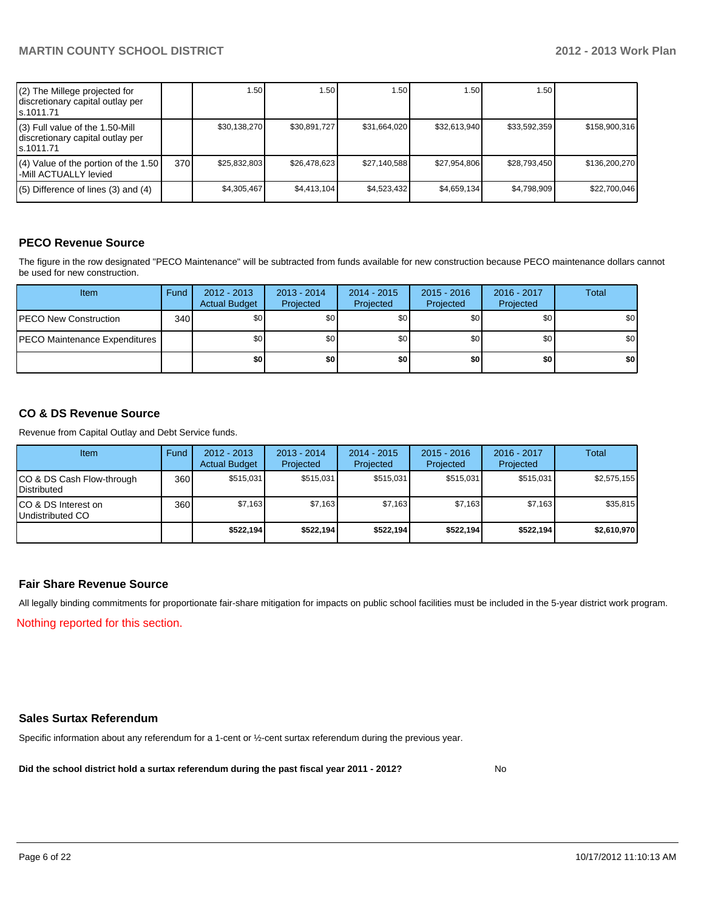| | | | | | | | |
|---|---|---|---|---|---|---|---|
| (2) The Millege projected for discretionary capital outlay per s.1011.71 | | 1.50 | 1.50 | 1.50 | 1.50 | 1.50 | |
| (3) Full value of the 1.50-Mill discretionary capital outlay per s.1011.71 | | $30,138,270 | $30,891,727 | $31,664,020 | $32,613,940 | $33,592,359 | $158,900,316 |
| (4) Value of the portion of the 1.50 -Mill ACTUALLY levied | 370 | $25,832,803 | $26,478,623 | $27,140,588 | $27,954,806 | $28,793,450 | $136,200,270 |
| (5) Difference of lines (3) and (4) | | $4,305,467 | $4,413,104 | $4,523,432 | $4,659,134 | $4,798,909 | $22,700,046 |

## PECO Revenue Source

The figure in the row designated "PECO Maintenance" will be subtracted from funds available for new construction because PECO maintenance dollars cannot be used for new construction.

| Item | Fund | 2012 - 2013 Actual Budget | 2013 - 2014 Projected | 2014 - 2015 Projected | 2015 - 2016 Projected | 2016 - 2017 Projected | Total |
|---|---|---|---|---|---|---|---|
| PECO New Construction | 340 | $0 | $0 | $0 | $0 | $0 | $0 |
| PECO Maintenance Expenditures | | $0 | $0 | $0 | $0 | $0 | $0 |
| | | **$0** | **$0** | **$0** | **$0** | **$0** | **$0** |

## CO & DS Revenue Source

Revenue from Capital Outlay and Debt Service funds.

| Item | Fund | 2012 - 2013 Actual Budget | 2013 - 2014 Projected | 2014 - 2015 Projected | 2015 - 2016 Projected | 2016 - 2017 Projected | Total |
|---|---|---|---|---|---|---|---|
| CO & DS Cash Flow-through Distributed | 360 | $515,031 | $515,031 | $515,031 | $515,031 | $515,031 | $2,575,155 |
| CO & DS Interest on Undistributed CO | 360 | $7,163 | $7,163 | $7,163 | $7,163 | $7,163 | $35,815 |
| | | **$522,194** | **$522,194** | **$522,194** | **$522,194** | **$522,194** | **$2,610,970** |

## Fair Share Revenue Source

All legally binding commitments for proportionate fair-share mitigation for impacts on public school facilities must be included in the 5-year district work program.

Nothing reported for this section.

## Sales Surtax Referendum

Specific information about any referendum for a 1-cent or ½-cent surtax referendum during the previous year.

**Did the school district hold a surtax referendum during the past fiscal year 2011 - 2012?** No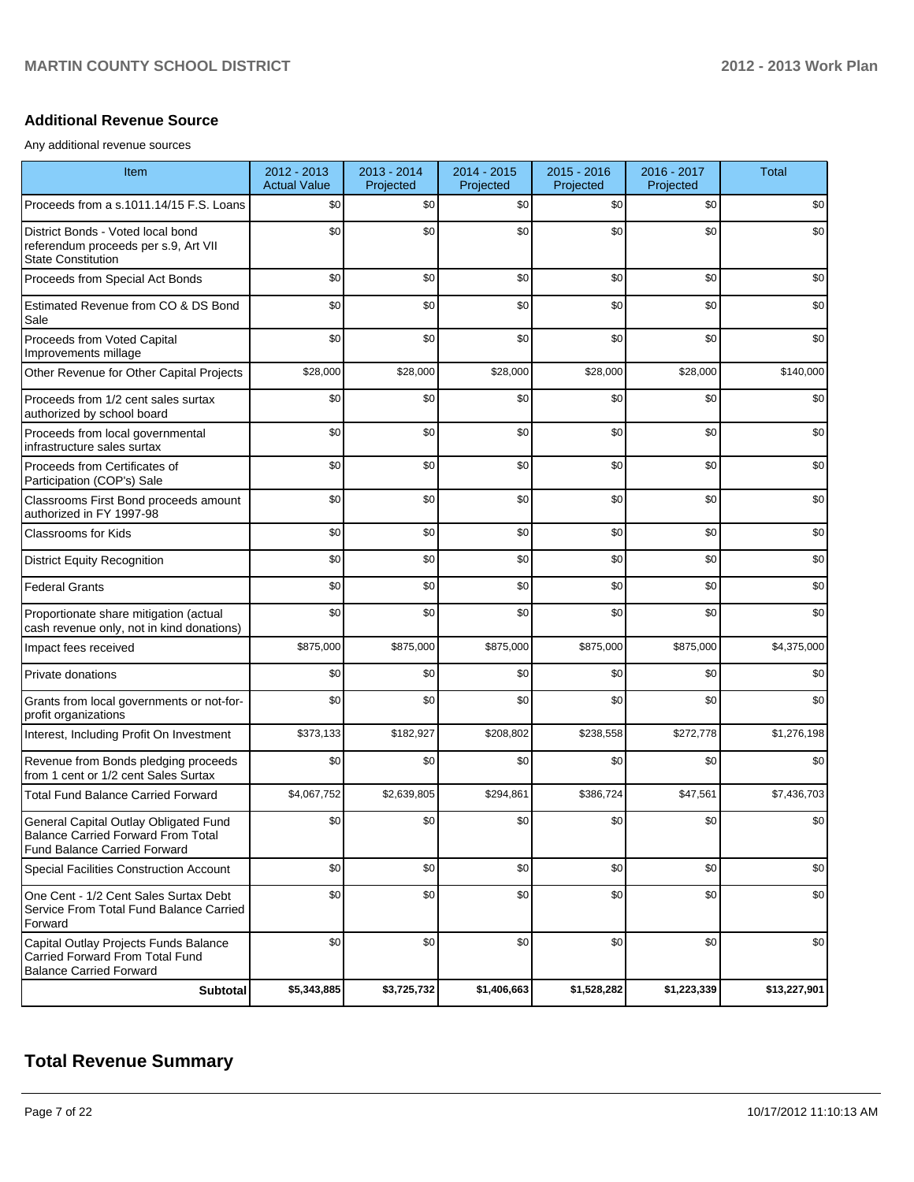## Additional Revenue Source

Any additional revenue sources

| Item | 2012 - 2013 Actual Value | 2013 - 2014 Projected | 2014 - 2015 Projected | 2015 - 2016 Projected | 2016 - 2017 Projected | Total |
|---|---|---|---|---|---|---|
| Proceeds from a s.1011.14/15 F.S. Loans | $0 | $0 | $0 | $0 | $0 | $0 |
| District Bonds - Voted local bond referendum proceeds per s.9, Art VII State Constitution | $0 | $0 | $0 | $0 | $0 | $0 |
| Proceeds from Special Act Bonds | $0 | $0 | $0 | $0 | $0 | $0 |
| Estimated Revenue from CO & DS Bond Sale | $0 | $0 | $0 | $0 | $0 | $0 |
| Proceeds from Voted Capital Improvements millage | $0 | $0 | $0 | $0 | $0 | $0 |
| Other Revenue for Other Capital Projects | $28,000 | $28,000 | $28,000 | $28,000 | $28,000 | $140,000 |
| Proceeds from 1/2 cent sales surtax authorized by school board | $0 | $0 | $0 | $0 | $0 | $0 |
| Proceeds from local governmental infrastructure sales surtax | $0 | $0 | $0 | $0 | $0 | $0 |
| Proceeds from Certificates of Participation (COP's) Sale | $0 | $0 | $0 | $0 | $0 | $0 |
| Classrooms First Bond proceeds amount authorized in FY 1997-98 | $0 | $0 | $0 | $0 | $0 | $0 |
| Classrooms for Kids | $0 | $0 | $0 | $0 | $0 | $0 |
| District Equity Recognition | $0 | $0 | $0 | $0 | $0 | $0 |
| Federal Grants | $0 | $0 | $0 | $0 | $0 | $0 |
| Proportionate share mitigation (actual cash revenue only, not in kind donations) | $0 | $0 | $0 | $0 | $0 | $0 |
| Impact fees received | $875,000 | $875,000 | $875,000 | $875,000 | $875,000 | $4,375,000 |
| Private donations | $0 | $0 | $0 | $0 | $0 | $0 |
| Grants from local governments or not-for-profit organizations | $0 | $0 | $0 | $0 | $0 | $0 |
| Interest, Including Profit On Investment | $373,133 | $182,927 | $208,802 | $238,558 | $272,778 | $1,276,198 |
| Revenue from Bonds pledging proceeds from 1 cent or 1/2 cent Sales Surtax | $0 | $0 | $0 | $0 | $0 | $0 |
| Total Fund Balance Carried Forward | $4,067,752 | $2,639,805 | $294,861 | $386,724 | $47,561 | $7,436,703 |
| General Capital Outlay Obligated Fund Balance Carried Forward From Total Fund Balance Carried Forward | $0 | $0 | $0 | $0 | $0 | $0 |
| Special Facilities Construction Account | $0 | $0 | $0 | $0 | $0 | $0 |
| One Cent - 1/2 Cent Sales Surtax Debt Service From Total Fund Balance Carried Forward | $0 | $0 | $0 | $0 | $0 | $0 |
| Capital Outlay Projects Funds Balance Carried Forward From Total Fund Balance Carried Forward | $0 | $0 | $0 | $0 | $0 | $0 |
| **Subtotal** | **$5,343,885** | **$3,725,732** | **$1,406,663** | **$1,528,282** | **$1,223,339** | **$13,227,901** |

# Total Revenue Summary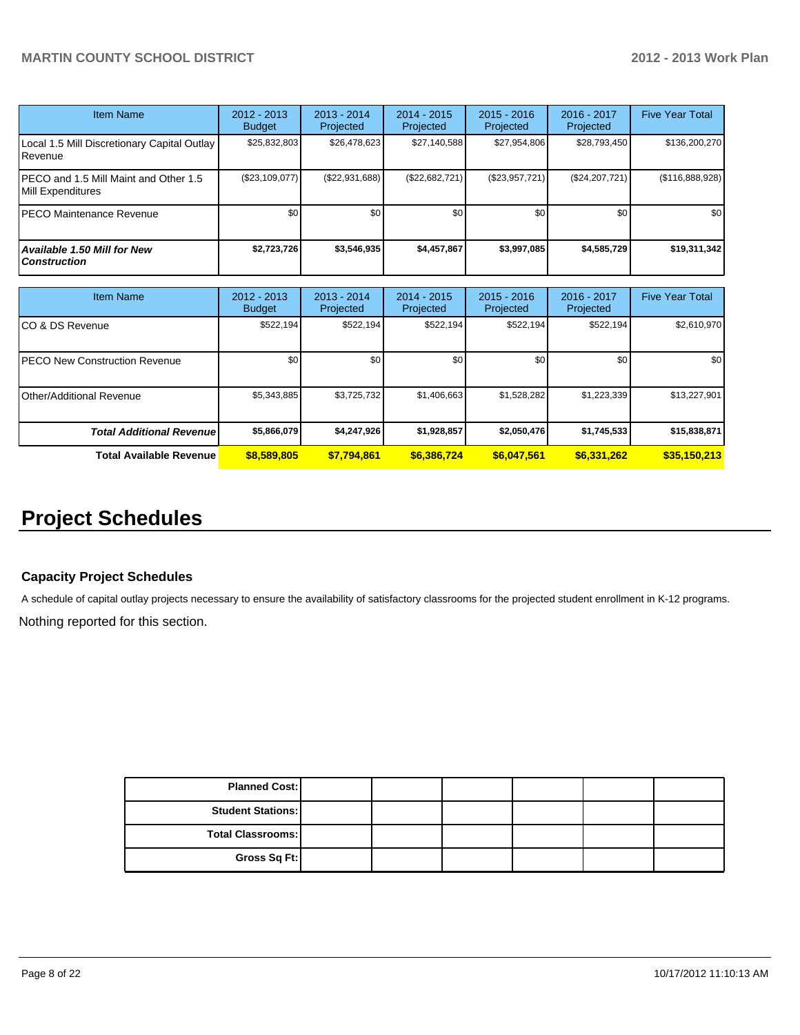| Item Name | 2012 - 2013 Budget | 2013 - 2014 Projected | 2014 - 2015 Projected | 2015 - 2016 Projected | 2016 - 2017 Projected | Five Year Total |
|---|---|---|---|---|---|---|
| Local 1.5 Mill Discretionary Capital Outlay Revenue | $25,832,803 | $26,478,623 | $27,140,588 | $27,954,806 | $28,793,450 | $136,200,270 |
| PECO and 1.5 Mill Maint and Other 1.5 Mill Expenditures | ($23,109,077) | ($22,931,688) | ($22,682,721) | ($23,957,721) | ($24,207,721) | ($116,888,928) |
| PECO Maintenance Revenue | $0 | $0 | $0 | $0 | $0 | $0 |
| ***Available 1.50 Mill for New Construction*** | **$2,723,726** | **$3,546,935** | **$4,457,867** | **$3,997,085** | **$4,585,729** | **$19,311,342** |

| Item Name | 2012 - 2013 Budget | 2013 - 2014 Projected | 2014 - 2015 Projected | 2015 - 2016 Projected | 2016 - 2017 Projected | Five Year Total |
|---|---|---|---|---|---|---|
| CO & DS Revenue | $522,194 | $522,194 | $522,194 | $522,194 | $522,194 | $2,610,970 |
| PECO New Construction Revenue | $0 | $0 | $0 | $0 | $0 | $0 |
| Other/Additional Revenue | $5,343,885 | $3,725,732 | $1,406,663 | $1,528,282 | $1,223,339 | $13,227,901 |
| ***Total Additional Revenue*** | **$5,866,079** | **$4,247,926** | **$1,928,857** | **$2,050,476** | **$1,745,533** | **$15,838,871** |
| **Total Available Revenue** | **$8,589,805** | **$7,794,861** | **$6,386,724** | **$6,047,561** | **$6,331,262** | **$35,150,213** |

# Project Schedules

### Capacity Project Schedules

A schedule of capital outlay projects necessary to ensure the availability of satisfactory classrooms for the projected student enrollment in K-12 programs.

Nothing reported for this section.

| | | | | | | |
|---|---|---|---|---|---|---|
| **Planned Cost:** | | | | | | |
| **Student Stations:** | | | | | | |
| **Total Classrooms:** | | | | | | |
| **Gross Sq Ft:** | | | | | | |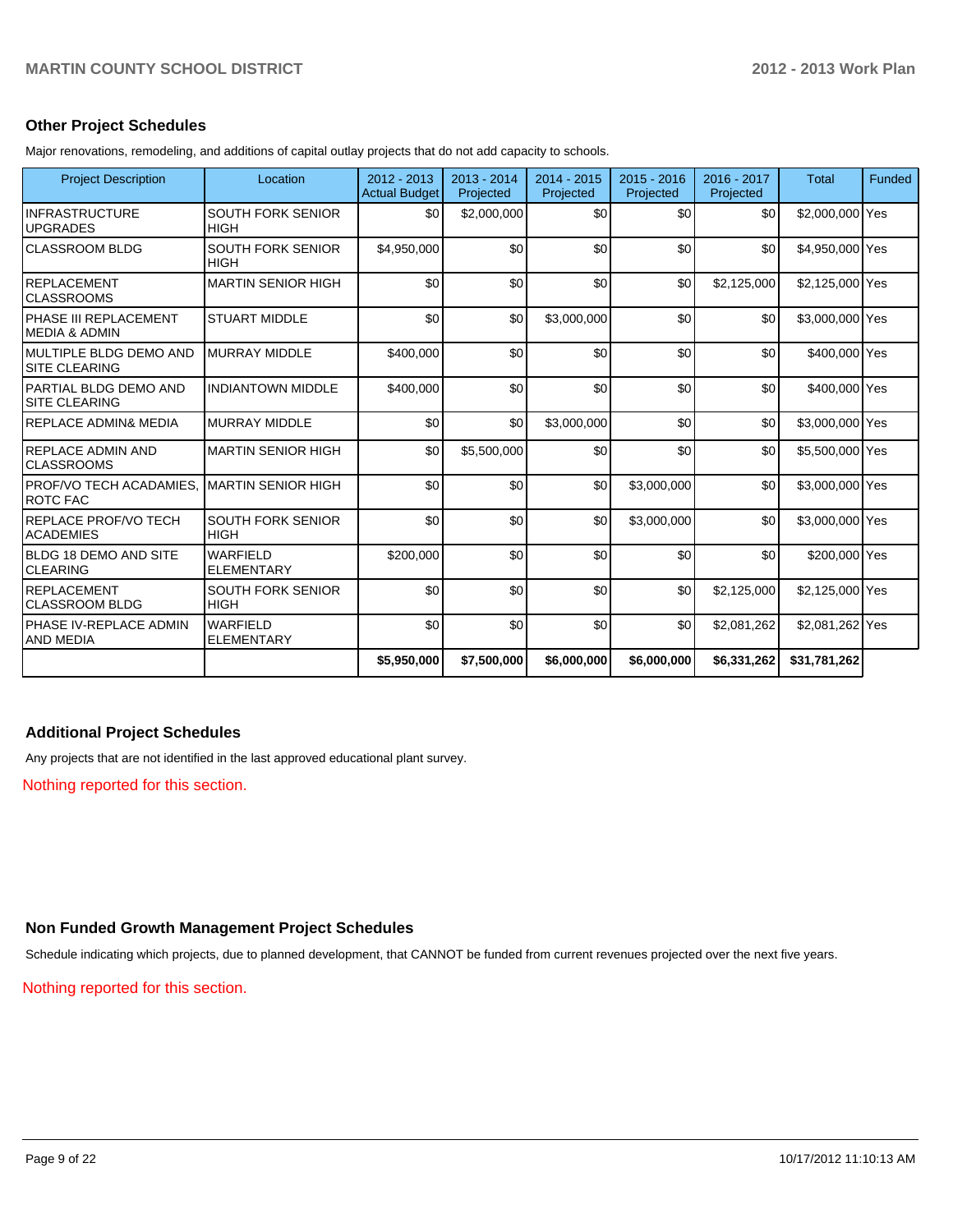## Other Project Schedules

Major renovations, remodeling, and additions of capital outlay projects that do not add capacity to schools.

| Project Description | Location | 2012 - 2013 Actual Budget | 2013 - 2014 Projected | 2014 - 2015 Projected | 2015 - 2016 Projected | 2016 - 2017 Projected | Total | Funded |
|---|---|---|---|---|---|---|---|---|
| INFRASTRUCTURE UPGRADES | SOUTH FORK SENIOR HIGH | $0 | $2,000,000 | $0 | $0 | $0 | $2,000,000 | Yes |
| CLASSROOM BLDG | SOUTH FORK SENIOR HIGH | $4,950,000 | $0 | $0 | $0 | $0 | $4,950,000 | Yes |
| REPLACEMENT CLASSROOMS | MARTIN SENIOR HIGH | $0 | $0 | $0 | $0 | $2,125,000 | $2,125,000 | Yes |
| PHASE III REPLACEMENT MEDIA & ADMIN | STUART MIDDLE | $0 | $0 | $3,000,000 | $0 | $0 | $3,000,000 | Yes |
| MULTIPLE BLDG DEMO AND SITE CLEARING | MURRAY MIDDLE | $400,000 | $0 | $0 | $0 | $0 | $400,000 | Yes |
| PARTIAL BLDG DEMO AND SITE CLEARING | INDIANTOWN MIDDLE | $400,000 | $0 | $0 | $0 | $0 | $400,000 | Yes |
| REPLACE ADMIN& MEDIA | MURRAY MIDDLE | $0 | $0 | $3,000,000 | $0 | $0 | $3,000,000 | Yes |
| REPLACE ADMIN AND CLASSROOMS | MARTIN SENIOR HIGH | $0 | $5,500,000 | $0 | $0 | $0 | $5,500,000 | Yes |
| PROF/VO TECH ACADAMIES, ROTC FAC | MARTIN SENIOR HIGH | $0 | $0 | $0 | $3,000,000 | $0 | $3,000,000 | Yes |
| REPLACE PROF/VO TECH ACADEMIES | SOUTH FORK SENIOR HIGH | $0 | $0 | $0 | $3,000,000 | $0 | $3,000,000 | Yes |
| BLDG 18 DEMO AND SITE CLEARING | WARFIELD ELEMENTARY | $200,000 | $0 | $0 | $0 | $0 | $200,000 | Yes |
| REPLACEMENT CLASSROOM BLDG | SOUTH FORK SENIOR HIGH | $0 | $0 | $0 | $0 | $2,125,000 | $2,125,000 | Yes |
| PHASE IV-REPLACE ADMIN AND MEDIA | WARFIELD ELEMENTARY | $0 | $0 | $0 | $0 | $2,081,262 | $2,081,262 | Yes |
| | | **$5,950,000** | **$7,500,000** | **$6,000,000** | **$6,000,000** | **$6,331,262** | **$31,781,262** | |

## Additional Project Schedules

Any projects that are not identified in the last approved educational plant survey.

Nothing reported for this section.

## Non Funded Growth Management Project Schedules

Schedule indicating which projects, due to planned development, that CANNOT be funded from current revenues projected over the next five years.

Nothing reported for this section.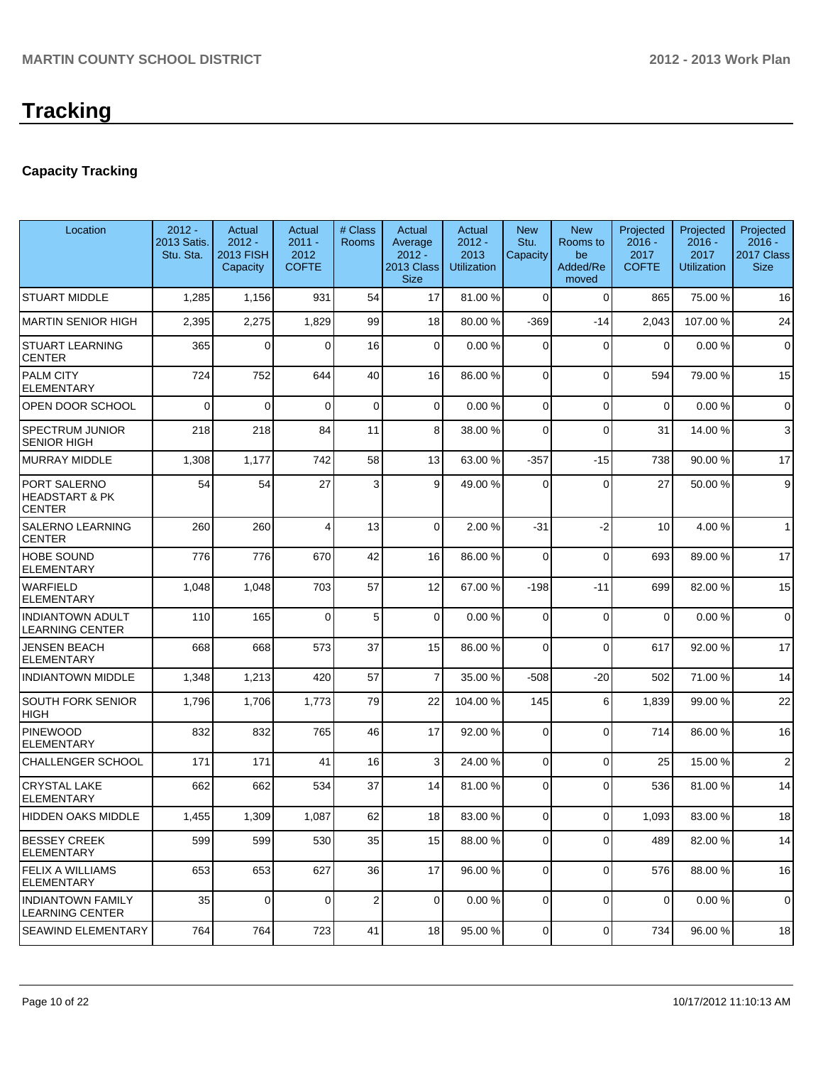# Tracking

## Capacity Tracking

| Location | 2012 - 2013 Satis. Stu. Sta. | Actual 2012 - 2013 FISH Capacity | Actual 2011 - 2012 COFTE | # Class Rooms | Actual Average 2012 - 2013 Class Size | Actual 2012 - 2013 Utilization | New Stu. Capacity | New Rooms to be Added/Removed | Projected 2016 - 2017 COFTE | Projected 2016 - 2017 Utilization | Projected 2016 - 2017 Class Size |
|---|---|---|---|---|---|---|---|---|---|---|---|
| STUART MIDDLE | 1,285 | 1,156 | 931 | 54 | 17 | 81.00 % | 0 | 0 | 865 | 75.00 % | 16 |
| MARTIN SENIOR HIGH | 2,395 | 2,275 | 1,829 | 99 | 18 | 80.00 % | -369 | -14 | 2,043 | 107.00 % | 24 |
| STUART LEARNING CENTER | 365 | 0 | 0 | 16 | 0 | 0.00 % | 0 | 0 | 0 | 0.00 % | 0 |
| PALM CITY ELEMENTARY | 724 | 752 | 644 | 40 | 16 | 86.00 % | 0 | 0 | 594 | 79.00 % | 15 |
| OPEN DOOR SCHOOL | 0 | 0 | 0 | 0 | 0 | 0.00 % | 0 | 0 | 0 | 0.00 % | 0 |
| SPECTRUM JUNIOR SENIOR HIGH | 218 | 218 | 84 | 11 | 8 | 38.00 % | 0 | 0 | 31 | 14.00 % | 3 |
| MURRAY MIDDLE | 1,308 | 1,177 | 742 | 58 | 13 | 63.00 % | -357 | -15 | 738 | 90.00 % | 17 |
| PORT SALERNO HEADSTART & PK CENTER | 54 | 54 | 27 | 3 | 9 | 49.00 % | 0 | 0 | 27 | 50.00 % | 9 |
| SALERNO LEARNING CENTER | 260 | 260 | 4 | 13 | 0 | 2.00 % | -31 | -2 | 10 | 4.00 % | 1 |
| HOBE SOUND ELEMENTARY | 776 | 776 | 670 | 42 | 16 | 86.00 % | 0 | 0 | 693 | 89.00 % | 17 |
| WARFIELD ELEMENTARY | 1,048 | 1,048 | 703 | 57 | 12 | 67.00 % | -198 | -11 | 699 | 82.00 % | 15 |
| INDIANTOWN ADULT LEARNING CENTER | 110 | 165 | 0 | 5 | 0 | 0.00 % | 0 | 0 | 0 | 0.00 % | 0 |
| JENSEN BEACH ELEMENTARY | 668 | 668 | 573 | 37 | 15 | 86.00 % | 0 | 0 | 617 | 92.00 % | 17 |
| INDIANTOWN MIDDLE | 1,348 | 1,213 | 420 | 57 | 7 | 35.00 % | -508 | -20 | 502 | 71.00 % | 14 |
| SOUTH FORK SENIOR HIGH | 1,796 | 1,706 | 1,773 | 79 | 22 | 104.00 % | 145 | 6 | 1,839 | 99.00 % | 22 |
| PINEWOOD ELEMENTARY | 832 | 832 | 765 | 46 | 17 | 92.00 % | 0 | 0 | 714 | 86.00 % | 16 |
| CHALLENGER SCHOOL | 171 | 171 | 41 | 16 | 3 | 24.00 % | 0 | 0 | 25 | 15.00 % | 2 |
| CRYSTAL LAKE ELEMENTARY | 662 | 662 | 534 | 37 | 14 | 81.00 % | 0 | 0 | 536 | 81.00 % | 14 |
| HIDDEN OAKS MIDDLE | 1,455 | 1,309 | 1,087 | 62 | 18 | 83.00 % | 0 | 0 | 1,093 | 83.00 % | 18 |
| BESSEY CREEK ELEMENTARY | 599 | 599 | 530 | 35 | 15 | 88.00 % | 0 | 0 | 489 | 82.00 % | 14 |
| FELIX A WILLIAMS ELEMENTARY | 653 | 653 | 627 | 36 | 17 | 96.00 % | 0 | 0 | 576 | 88.00 % | 16 |
| INDIANTOWN FAMILY LEARNING CENTER | 35 | 0 | 0 | 2 | 0 | 0.00 % | 0 | 0 | 0 | 0.00 % | 0 |
| SEAWIND ELEMENTARY | 764 | 764 | 723 | 41 | 18 | 95.00 % | 0 | 0 | 734 | 96.00 % | 18 |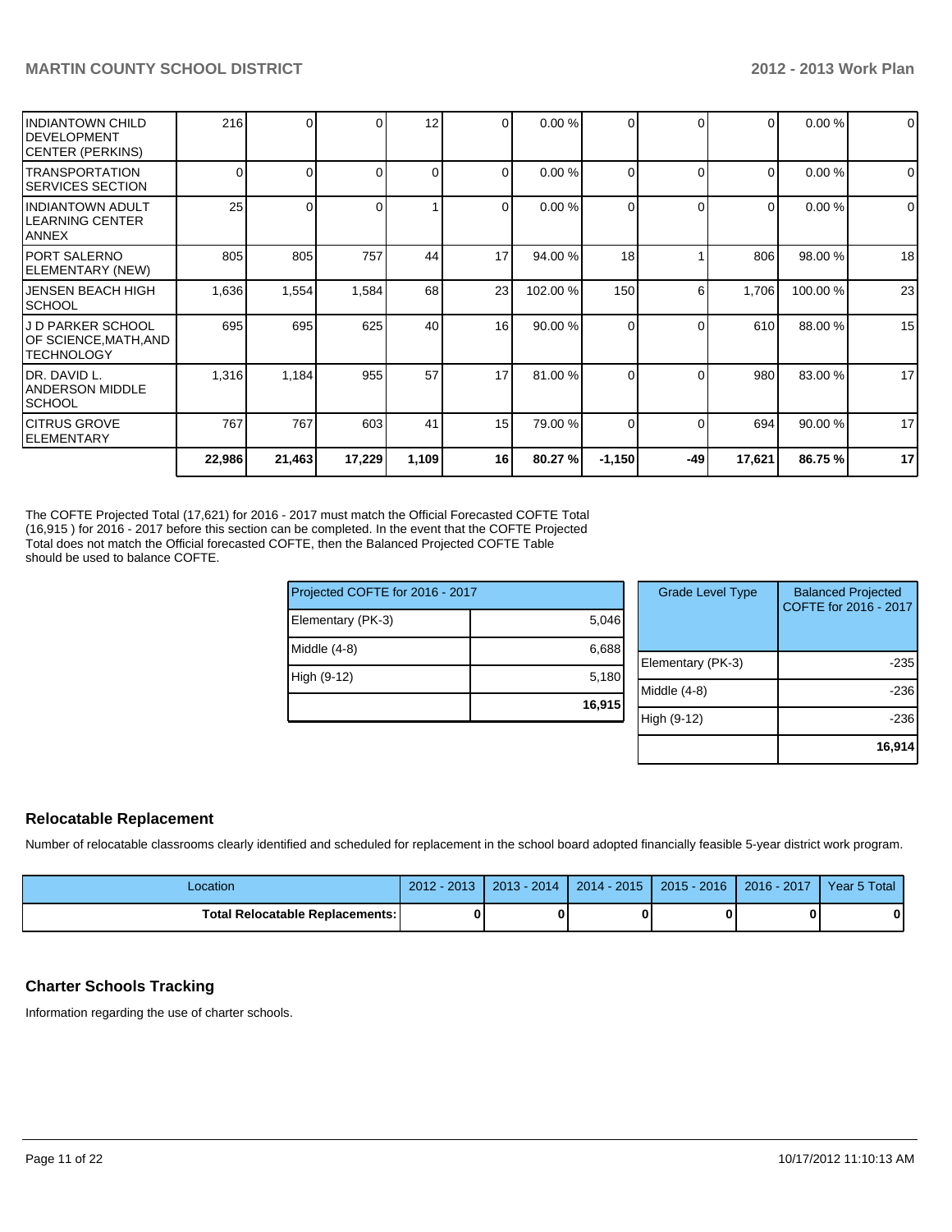| | | | | | | | | | | |
|---|---|---|---|---|---|---|---|---|---|---|
| INDIANTOWN CHILD DEVELOPMENT CENTER (PERKINS) | 216 | 0 | 0 | 12 | 0 | 0.00 % | 0 | 0 | 0 | 0.00 % | 0 |
| TRANSPORTATION SERVICES SECTION | 0 | 0 | 0 | 0 | 0 | 0.00 % | 0 | 0 | 0 | 0.00 % | 0 |
| INDIANTOWN ADULT LEARNING CENTER ANNEX | 25 | 0 | 0 | 1 | 0 | 0.00 % | 0 | 0 | 0 | 0.00 % | 0 |
| PORT SALERNO ELEMENTARY (NEW) | 805 | 805 | 757 | 44 | 17 | 94.00 % | 18 | 1 | 806 | 98.00 % | 18 |
| JENSEN BEACH HIGH SCHOOL | 1,636 | 1,554 | 1,584 | 68 | 23 | 102.00 % | 150 | 6 | 1,706 | 100.00 % | 23 |
| J D PARKER SCHOOL OF SCIENCE,MATH,AND TECHNOLOGY | 695 | 695 | 625 | 40 | 16 | 90.00 % | 0 | 0 | 610 | 88.00 % | 15 |
| DR. DAVID L. ANDERSON MIDDLE SCHOOL | 1,316 | 1,184 | 955 | 57 | 17 | 81.00 % | 0 | 0 | 980 | 83.00 % | 17 |
| CITRUS GROVE ELEMENTARY | 767 | 767 | 603 | 41 | 15 | 79.00 % | 0 | 0 | 694 | 90.00 % | 17 |
| | **22,986** | **21,463** | **17,229** | **1,109** | **16** | **80.27 %** | **-1,150** | **-49** | **17,621** | **86.75 %** | **17** |

The COFTE Projected Total (17,621) for 2016 - 2017 must match the Official Forecasted COFTE Total (16,915 ) for 2016 - 2017 before this section can be completed. In the event that the COFTE Projected Total does not match the Official forecasted COFTE, then the Balanced Projected COFTE Table should be used to balance COFTE.

| Projected COFTE for 2016 - 2017 | |
|---|---|
| Elementary (PK-3) | 5,046 |
| Middle (4-8) | 6,688 |
| High (9-12) | 5,180 |
| | **16,915** |

| Grade Level Type | Balanced Projected COFTE for 2016 - 2017 |
|---|---|
| Elementary (PK-3) | -235 |
| Middle (4-8) | -236 |
| High (9-12) | -236 |
| | **16,914** |

## Relocatable Replacement

Number of relocatable classrooms clearly identified and scheduled for replacement in the school board adopted financially feasible 5-year district work program.

| Location | 2012 - 2013 | 2013 - 2014 | 2014 - 2015 | 2015 - 2016 | 2016 - 2017 | Year 5 Total |
|---|---|---|---|---|---|---|
| **Total Relocatable Replacements:** | **0** | **0** | **0** | **0** | **0** | **0** |

## Charter Schools Tracking

Information regarding the use of charter schools.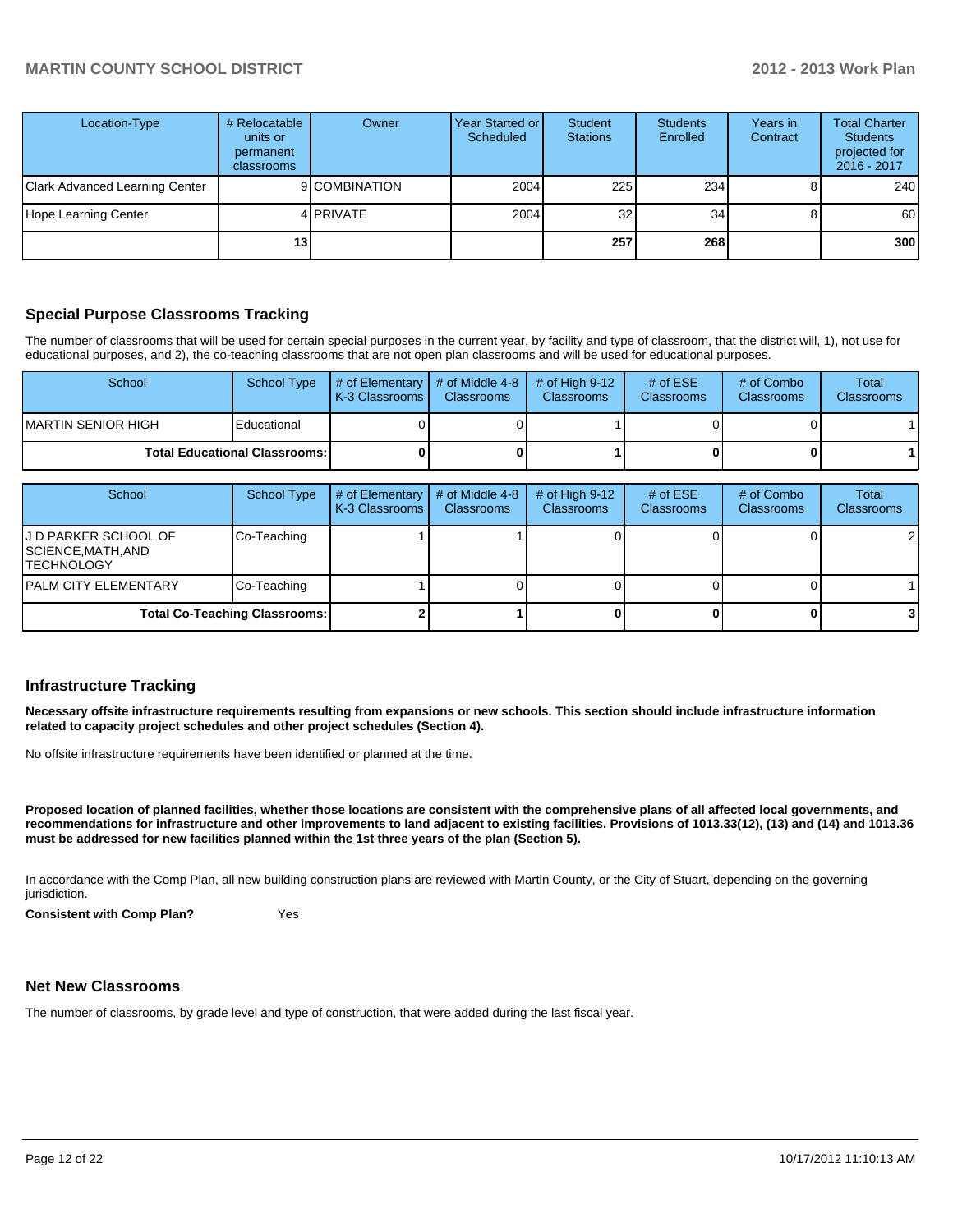| Location-Type | # Relocatable units or permanent classrooms | Owner | Year Started or Scheduled | Student Stations | Students Enrolled | Years in Contract | Total Charter Students projected for 2016 - 2017 |
|---|---|---|---|---|---|---|---|
| Clark Advanced Learning Center | 9 | COMBINATION | 2004 | 225 | 234 | 8 | 240 |
| Hope Learning Center | 4 | PRIVATE | 2004 | 32 | 34 | 8 | 60 |
| | 13 | | | 257 | 268 | | 300 |

## Special Purpose Classrooms Tracking

The number of classrooms that will be used for certain special purposes in the current year, by facility and type of classroom, that the district will, 1), not use for educational purposes, and 2), the co-teaching classrooms that are not open plan classrooms and will be used for educational purposes.

| School | School Type | # of Elementary K-3 Classrooms | # of Middle 4-8 Classrooms | # of High 9-12 Classrooms | # of ESE Classrooms | # of Combo Classrooms | Total Classrooms |
|---|---|---|---|---|---|---|---|
| MARTIN SENIOR HIGH | Educational | 0 | 0 | 1 | 0 | 0 | 1 |
| **Total Educational Classrooms:** | | **0** | **0** | **1** | **0** | **0** | **1** |

| School | School Type | # of Elementary K-3 Classrooms | # of Middle 4-8 Classrooms | # of High 9-12 Classrooms | # of ESE Classrooms | # of Combo Classrooms | Total Classrooms |
|---|---|---|---|---|---|---|---|
| J D PARKER SCHOOL OF SCIENCE,MATH,AND TECHNOLOGY | Co-Teaching | 1 | 1 | 0 | 0 | 0 | 2 |
| PALM CITY ELEMENTARY | Co-Teaching | 1 | 0 | 0 | 0 | 0 | 1 |
| **Total Co-Teaching Classrooms:** | | **2** | **1** | **0** | **0** | **0** | **3** |

## Infrastructure Tracking

**Necessary offsite infrastructure requirements resulting from expansions or new schools. This section should include infrastructure information related to capacity project schedules and other project schedules (Section 4).**

No offsite infrastructure requirements have been identified or planned at the time.

**Proposed location of planned facilities, whether those locations are consistent with the comprehensive plans of all affected local governments, and recommendations for infrastructure and other improvements to land adjacent to existing facilities. Provisions of 1013.33(12), (13) and (14) and 1013.36 must be addressed for new facilities planned within the 1st three years of the plan (Section 5).**

In accordance with the Comp Plan, all new building construction plans are reviewed with Martin County, or the City of Stuart, depending on the governing jurisdiction.

**Consistent with Comp Plan?** Yes

## Net New Classrooms

The number of classrooms, by grade level and type of construction, that were added during the last fiscal year.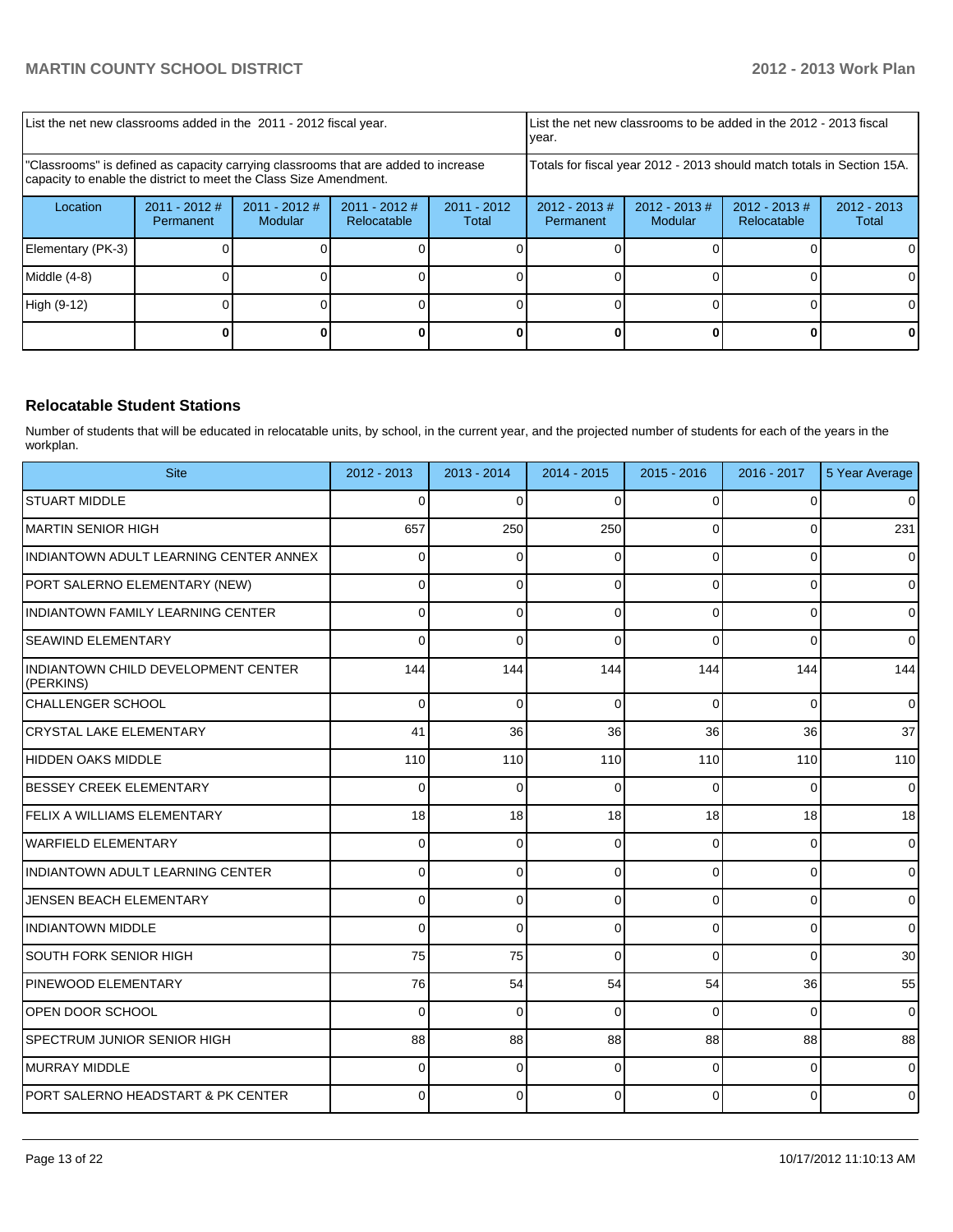| List the net new classrooms added in the 2011 - 2012 fiscal year. | | | | List the net new classrooms to be added in the 2012 - 2013 fiscal year. | | | |
|---|---|---|---|---|---|---|---|---|
| "Classrooms" is defined as capacity carrying classrooms that are added to increase capacity to enable the district to meet the Class Size Amendment. | | | | Totals for fiscal year 2012 - 2013 should match totals in Section 15A. | | | |
| Location | 2011 - 2012 # Permanent | 2011 - 2012 # Modular | 2011 - 2012 # Relocatable | 2011 - 2012 Total | 2012 - 2013 # Permanent | 2012 - 2013 # Modular | 2012 - 2013 # Relocatable | 2012 - 2013 Total |
| Elementary (PK-3) | 0 | 0 | 0 | 0 | 0 | 0 | 0 | 0 |
| Middle (4-8) | 0 | 0 | 0 | 0 | 0 | 0 | 0 | 0 |
| High (9-12) | 0 | 0 | 0 | 0 | 0 | 0 | 0 | 0 |
| | **0** | **0** | **0** | **0** | **0** | **0** | **0** | **0** |

## Relocatable Student Stations

Number of students that will be educated in relocatable units, by school, in the current year, and the projected number of students for each of the years in the workplan.

| Site | 2012 - 2013 | 2013 - 2014 | 2014 - 2015 | 2015 - 2016 | 2016 - 2017 | 5 Year Average |
|---|---|---|---|---|---|---|
| STUART MIDDLE | 0 | 0 | 0 | 0 | 0 | 0 |
| MARTIN SENIOR HIGH | 657 | 250 | 250 | 0 | 0 | 231 |
| INDIANTOWN ADULT LEARNING CENTER ANNEX | 0 | 0 | 0 | 0 | 0 | 0 |
| PORT SALERNO ELEMENTARY (NEW) | 0 | 0 | 0 | 0 | 0 | 0 |
| INDIANTOWN FAMILY LEARNING CENTER | 0 | 0 | 0 | 0 | 0 | 0 |
| SEAWIND ELEMENTARY | 0 | 0 | 0 | 0 | 0 | 0 |
| INDIANTOWN CHILD DEVELOPMENT CENTER (PERKINS) | 144 | 144 | 144 | 144 | 144 | 144 |
| CHALLENGER SCHOOL | 0 | 0 | 0 | 0 | 0 | 0 |
| CRYSTAL LAKE ELEMENTARY | 41 | 36 | 36 | 36 | 36 | 37 |
| HIDDEN OAKS MIDDLE | 110 | 110 | 110 | 110 | 110 | 110 |
| BESSEY CREEK ELEMENTARY | 0 | 0 | 0 | 0 | 0 | 0 |
| FELIX A WILLIAMS ELEMENTARY | 18 | 18 | 18 | 18 | 18 | 18 |
| WARFIELD ELEMENTARY | 0 | 0 | 0 | 0 | 0 | 0 |
| INDIANTOWN ADULT LEARNING CENTER | 0 | 0 | 0 | 0 | 0 | 0 |
| JENSEN BEACH ELEMENTARY | 0 | 0 | 0 | 0 | 0 | 0 |
| INDIANTOWN MIDDLE | 0 | 0 | 0 | 0 | 0 | 0 |
| SOUTH FORK SENIOR HIGH | 75 | 75 | 0 | 0 | 0 | 30 |
| PINEWOOD ELEMENTARY | 76 | 54 | 54 | 54 | 36 | 55 |
| OPEN DOOR SCHOOL | 0 | 0 | 0 | 0 | 0 | 0 |
| SPECTRUM JUNIOR SENIOR HIGH | 88 | 88 | 88 | 88 | 88 | 88 |
| MURRAY MIDDLE | 0 | 0 | 0 | 0 | 0 | 0 |
| PORT SALERNO HEADSTART & PK CENTER | 0 | 0 | 0 | 0 | 0 | 0 |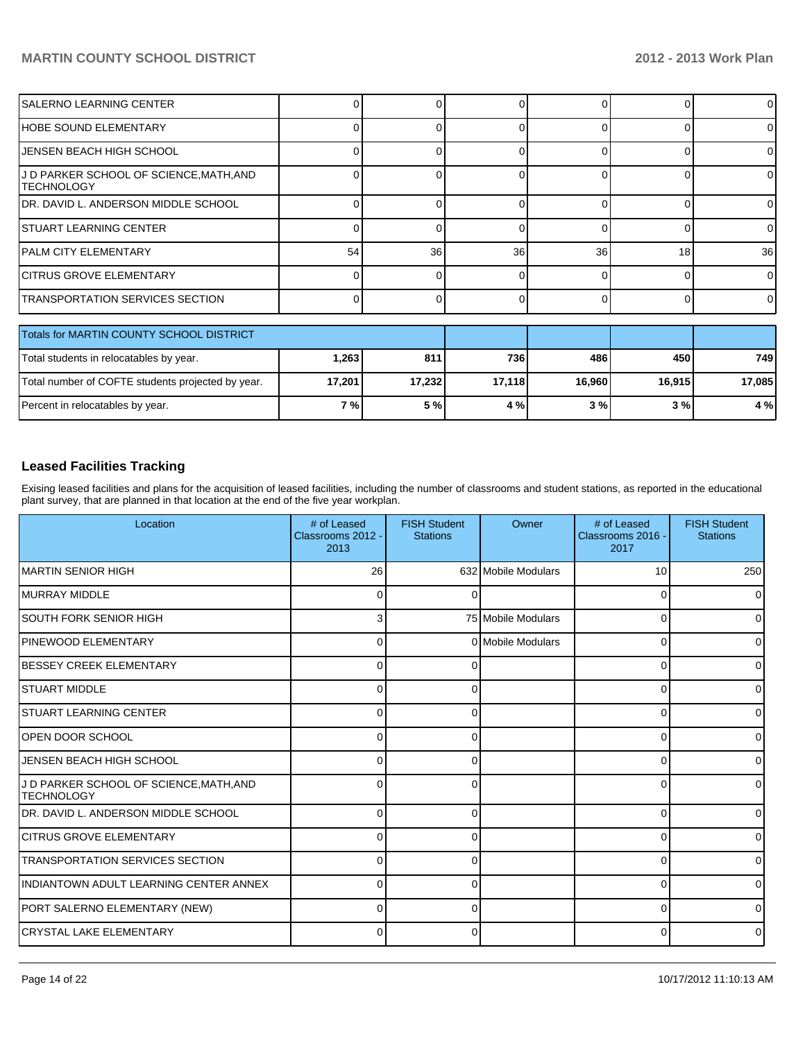| | | | | | | |
|---|---|---|---|---|---|---|
| SALERNO LEARNING CENTER | 0 | 0 | 0 | 0 | 0 | 0 |
| HOBE SOUND ELEMENTARY | 0 | 0 | 0 | 0 | 0 | 0 |
| JENSEN BEACH HIGH SCHOOL | 0 | 0 | 0 | 0 | 0 | 0 |
| J D PARKER SCHOOL OF SCIENCE,MATH,AND TECHNOLOGY | 0 | 0 | 0 | 0 | 0 | 0 |
| DR. DAVID L. ANDERSON MIDDLE SCHOOL | 0 | 0 | 0 | 0 | 0 | 0 |
| STUART LEARNING CENTER | 0 | 0 | 0 | 0 | 0 | 0 |
| PALM CITY ELEMENTARY | 54 | 36 | 36 | 36 | 18 | 36 |
| CITRUS GROVE ELEMENTARY | 0 | 0 | 0 | 0 | 0 | 0 |
| TRANSPORTATION SERVICES SECTION | 0 | 0 | 0 | 0 | 0 | 0 |

| Totals for MARTIN COUNTY SCHOOL DISTRICT | | | | | | |
|---|---|---|---|---|---|---|
| Total students in relocatables by year. | **1,263** | **811** | **736** | **486** | **450** | **749** |
| Total number of COFTE students projected by year. | **17,201** | **17,232** | **17,118** | **16,960** | **16,915** | **17,085** |
| Percent in relocatables by year. | **7 %** | **5 %** | **4 %** | **3 %** | **3 %** | **4 %** |

## Leased Facilities Tracking

Exising leased facilities and plans for the acquisition of leased facilities, including the number of classrooms and student stations, as reported in the educational plant survey, that are planned in that location at the end of the five year workplan.

| Location | # of Leased Classrooms 2012 - 2013 | FISH Student Stations | Owner | # of Leased Classrooms 2016 - 2017 | FISH Student Stations |
|---|---|---|---|---|---|
| MARTIN SENIOR HIGH | 26 | 632 | Mobile Modulars | 10 | 250 |
| MURRAY MIDDLE | 0 | 0 | | 0 | 0 |
| SOUTH FORK SENIOR HIGH | 3 | 75 | Mobile Modulars | 0 | 0 |
| PINEWOOD ELEMENTARY | 0 | 0 | Mobile Modulars | 0 | 0 |
| BESSEY CREEK ELEMENTARY | 0 | 0 | | 0 | 0 |
| STUART MIDDLE | 0 | 0 | | 0 | 0 |
| STUART LEARNING CENTER | 0 | 0 | | 0 | 0 |
| OPEN DOOR SCHOOL | 0 | 0 | | 0 | 0 |
| JENSEN BEACH HIGH SCHOOL | 0 | 0 | | 0 | 0 |
| J D PARKER SCHOOL OF SCIENCE,MATH,AND TECHNOLOGY | 0 | 0 | | 0 | 0 |
| DR. DAVID L. ANDERSON MIDDLE SCHOOL | 0 | 0 | | 0 | 0 |
| CITRUS GROVE ELEMENTARY | 0 | 0 | | 0 | 0 |
| TRANSPORTATION SERVICES SECTION | 0 | 0 | | 0 | 0 |
| INDIANTOWN ADULT LEARNING CENTER ANNEX | 0 | 0 | | 0 | 0 |
| PORT SALERNO ELEMENTARY (NEW) | 0 | 0 | | 0 | 0 |
| CRYSTAL LAKE ELEMENTARY | 0 | 0 | | 0 | 0 |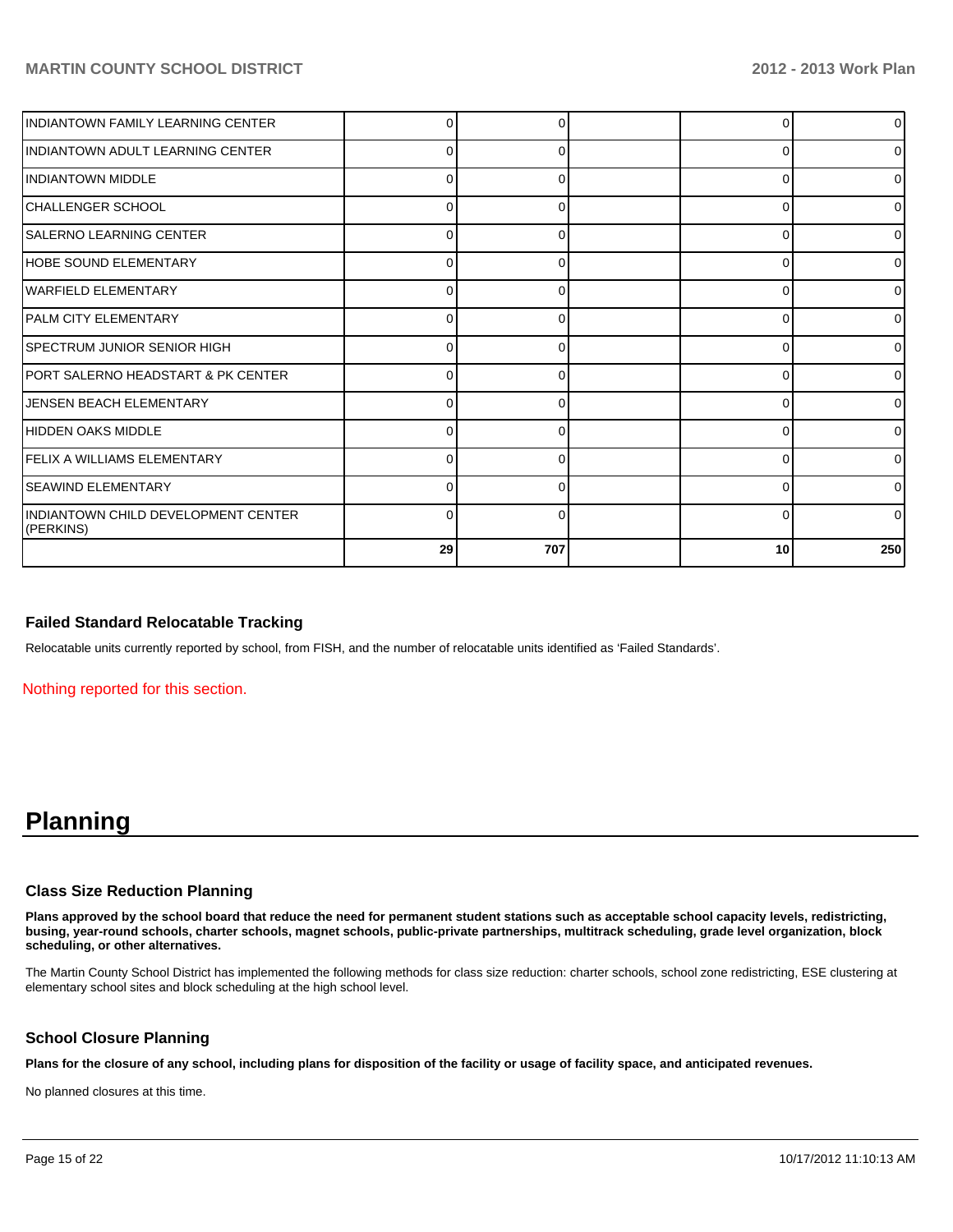| | | | | | |
|---|---|---|---|---|---|
| INDIANTOWN FAMILY LEARNING CENTER | 0 | 0 | | 0 | 0 |
| INDIANTOWN ADULT LEARNING CENTER | 0 | 0 | | 0 | 0 |
| INDIANTOWN MIDDLE | 0 | 0 | | 0 | 0 |
| CHALLENGER SCHOOL | 0 | 0 | | 0 | 0 |
| SALERNO LEARNING CENTER | 0 | 0 | | 0 | 0 |
| HOBE SOUND ELEMENTARY | 0 | 0 | | 0 | 0 |
| WARFIELD ELEMENTARY | 0 | 0 | | 0 | 0 |
| PALM CITY ELEMENTARY | 0 | 0 | | 0 | 0 |
| SPECTRUM JUNIOR SENIOR HIGH | 0 | 0 | | 0 | 0 |
| PORT SALERNO HEADSTART & PK CENTER | 0 | 0 | | 0 | 0 |
| JENSEN BEACH ELEMENTARY | 0 | 0 | | 0 | 0 |
| HIDDEN OAKS MIDDLE | 0 | 0 | | 0 | 0 |
| FELIX A WILLIAMS ELEMENTARY | 0 | 0 | | 0 | 0 |
| SEAWIND ELEMENTARY | 0 | 0 | | 0 | 0 |
| INDIANTOWN CHILD DEVELOPMENT CENTER (PERKINS) | 0 | 0 | | 0 | 0 |
| | **29** | **707** | | **10** | **250** |

### Failed Standard Relocatable Tracking

Relocatable units currently reported by school, from FISH, and the number of relocatable units identified as 'Failed Standards'.

Nothing reported for this section.

# Planning

### Class Size Reduction Planning

**Plans approved by the school board that reduce the need for permanent student stations such as acceptable school capacity levels, redistricting, busing, year-round schools, charter schools, magnet schools, public-private partnerships, multitrack scheduling, grade level organization, block scheduling, or other alternatives.**

The Martin County School District has implemented the following methods for class size reduction: charter schools, school zone redistricting, ESE clustering at elementary school sites and block scheduling at the high school level.

### School Closure Planning

**Plans for the closure of any school, including plans for disposition of the facility or usage of facility space, and anticipated revenues.**

No planned closures at this time.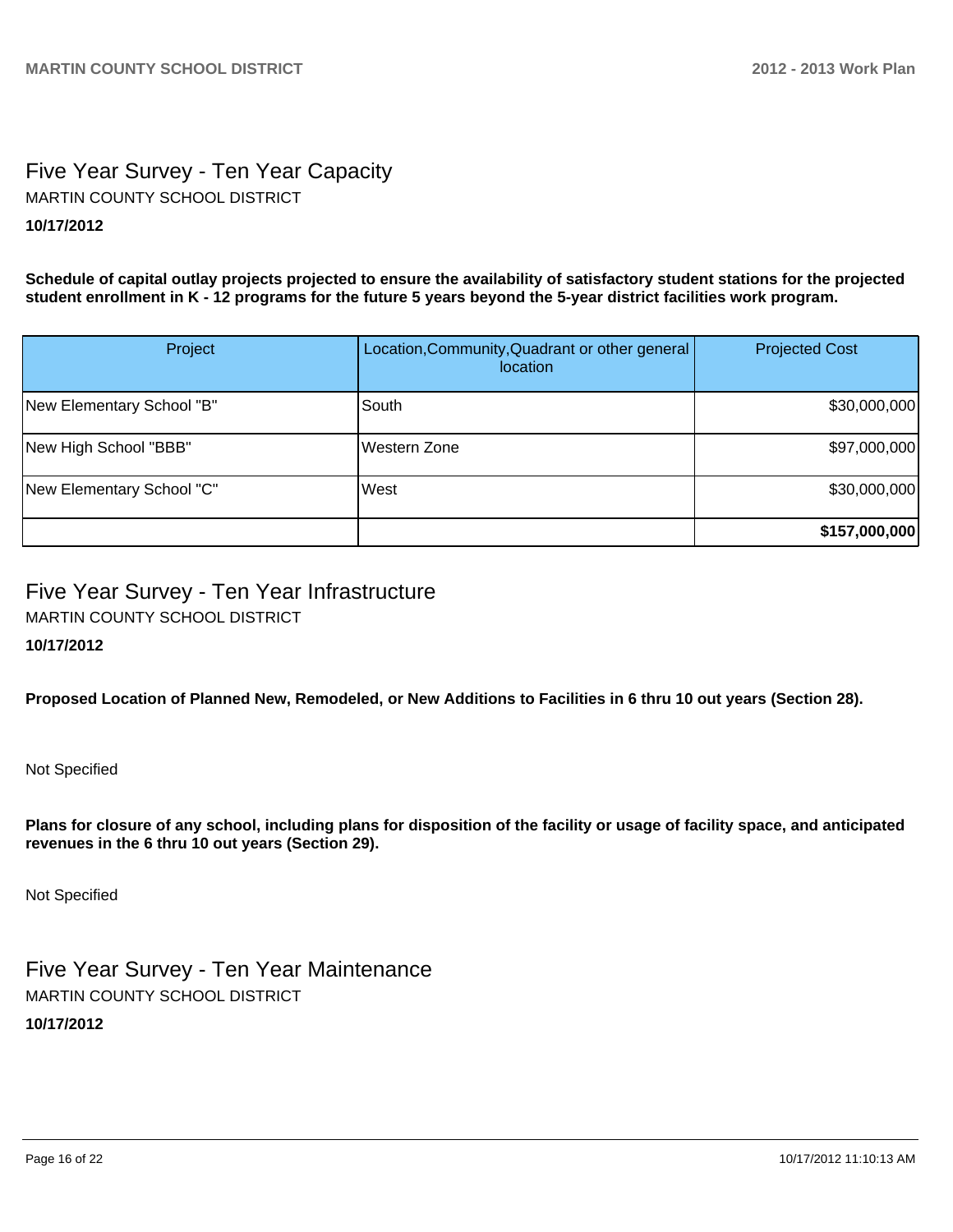## Five Year Survey - Ten Year Capacity

MARTIN COUNTY SCHOOL DISTRICT

**10/17/2012**

**Schedule of capital outlay projects projected to ensure the availability of satisfactory student stations for the projected student enrollment in K - 12 programs for the future 5 years beyond the 5-year district facilities work program.**

| Project | Location,Community,Quadrant or other general location | Projected Cost |
|---|---|---|
| New Elementary School "B" | South | $30,000,000 |
| New High School "BBB" | Western Zone | $97,000,000 |
| New Elementary School "C" | West | $30,000,000 |
| | | **$157,000,000** |

## Five Year Survey - Ten Year Infrastructure

MARTIN COUNTY SCHOOL DISTRICT

**10/17/2012**

**Proposed Location of Planned New, Remodeled, or New Additions to Facilities in 6 thru 10 out years (Section 28).**

Not Specified

**Plans for closure of any school, including plans for disposition of the facility or usage of facility space, and anticipated revenues in the 6 thru 10 out years (Section 29).**

Not Specified

## Five Year Survey - Ten Year Maintenance

MARTIN COUNTY SCHOOL DISTRICT

**10/17/2012**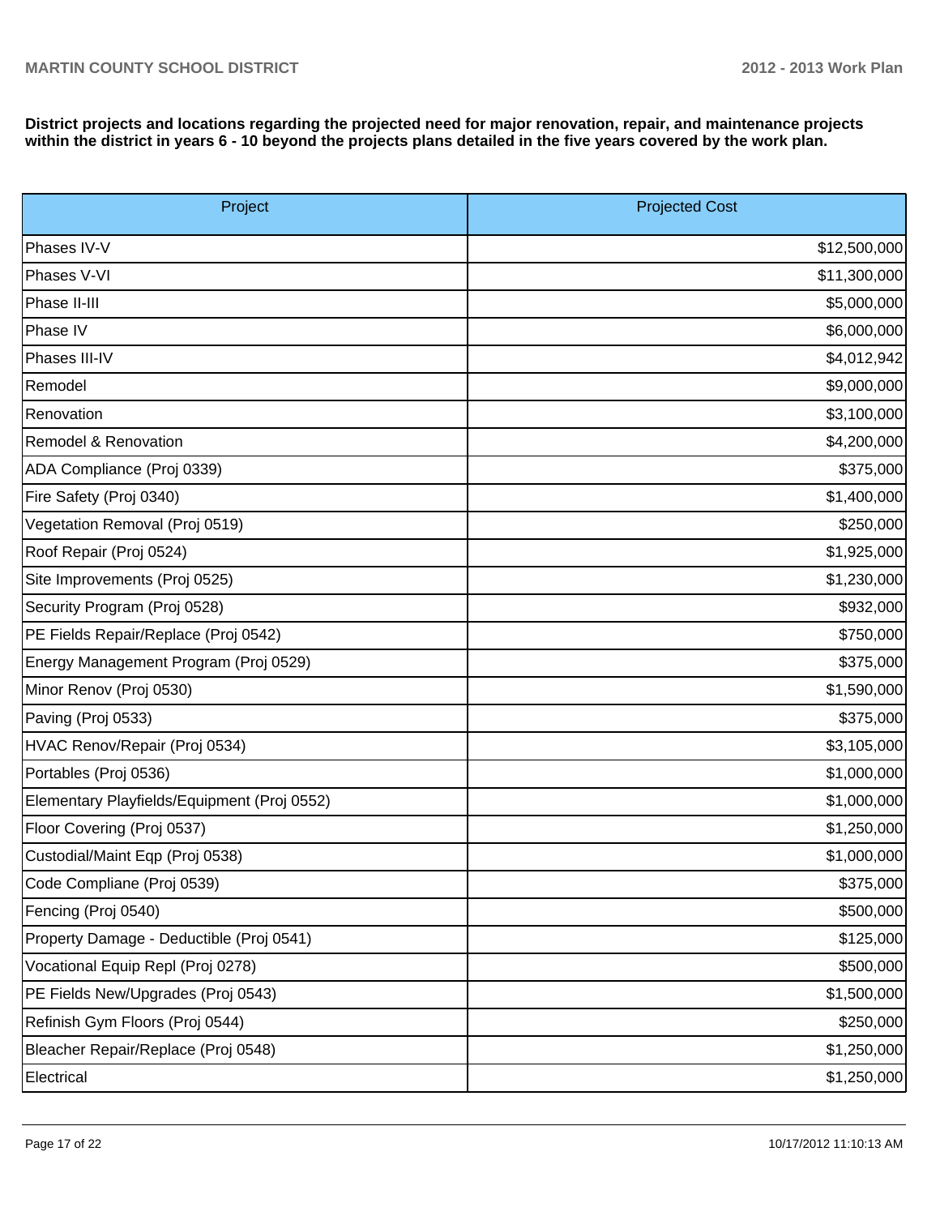**District projects and locations regarding the projected need for major renovation, repair, and maintenance projects within the district in years 6 - 10 beyond the projects plans detailed in the five years covered by the work plan.**

| Project | Projected Cost |
| --- | --- |
| Phases IV-V | $12,500,000 |
| Phases V-VI | $11,300,000 |
| Phase II-III | $5,000,000 |
| Phase IV | $6,000,000 |
| Phases III-IV | $4,012,942 |
| Remodel | $9,000,000 |
| Renovation | $3,100,000 |
| Remodel & Renovation | $4,200,000 |
| ADA Compliance (Proj 0339) | $375,000 |
| Fire Safety (Proj 0340) | $1,400,000 |
| Vegetation Removal (Proj 0519) | $250,000 |
| Roof Repair (Proj 0524) | $1,925,000 |
| Site Improvements (Proj 0525) | $1,230,000 |
| Security Program (Proj 0528) | $932,000 |
| PE Fields Repair/Replace (Proj 0542) | $750,000 |
| Energy Management Program (Proj 0529) | $375,000 |
| Minor Renov (Proj 0530) | $1,590,000 |
| Paving (Proj 0533) | $375,000 |
| HVAC Renov/Repair (Proj 0534) | $3,105,000 |
| Portables (Proj 0536) | $1,000,000 |
| Elementary Playfields/Equipment (Proj 0552) | $1,000,000 |
| Floor Covering (Proj 0537) | $1,250,000 |
| Custodial/Maint Eqp (Proj 0538) | $1,000,000 |
| Code Compliane (Proj 0539) | $375,000 |
| Fencing (Proj 0540) | $500,000 |
| Property Damage - Deductible (Proj 0541) | $125,000 |
| Vocational Equip Repl (Proj 0278) | $500,000 |
| PE Fields New/Upgrades (Proj 0543) | $1,500,000 |
| Refinish Gym Floors (Proj 0544) | $250,000 |
| Bleacher Repair/Replace (Proj 0548) | $1,250,000 |
| Electrical | $1,250,000 |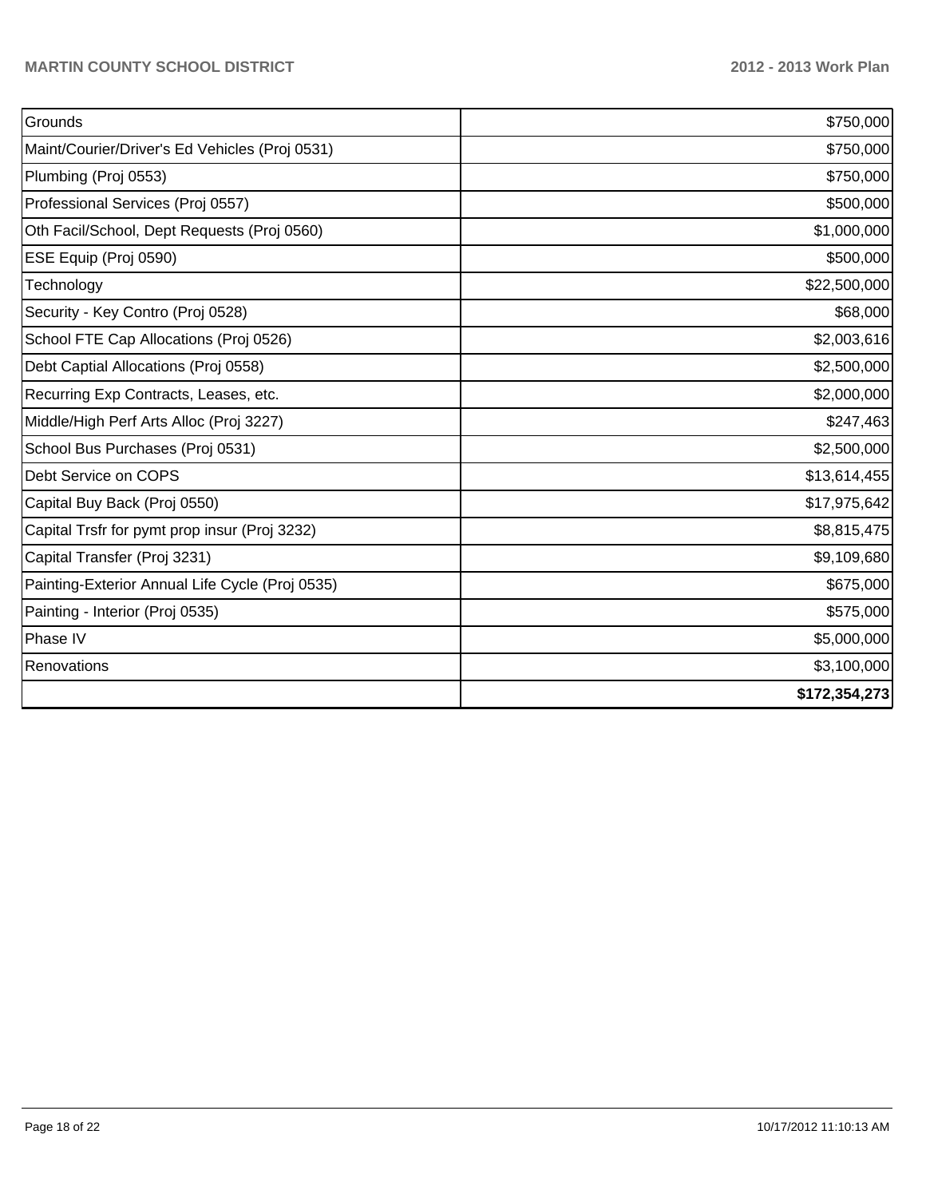| | |
|---|---|
| Grounds | $750,000 |
| Maint/Courier/Driver's Ed Vehicles (Proj 0531) | $750,000 |
| Plumbing (Proj 0553) | $750,000 |
| Professional Services (Proj 0557) | $500,000 |
| Oth Facil/School, Dept Requests (Proj 0560) | $1,000,000 |
| ESE Equip (Proj 0590) | $500,000 |
| Technology | $22,500,000 |
| Security - Key Contro (Proj 0528) | $68,000 |
| School FTE Cap Allocations (Proj 0526) | $2,003,616 |
| Debt Captial Allocations (Proj 0558) | $2,500,000 |
| Recurring Exp Contracts, Leases, etc. | $2,000,000 |
| Middle/High Perf Arts Alloc (Proj 3227) | $247,463 |
| School Bus Purchases (Proj 0531) | $2,500,000 |
| Debt Service on COPS | $13,614,455 |
| Capital Buy Back (Proj 0550) | $17,975,642 |
| Capital Trsfr for pymt prop insur (Proj 3232) | $8,815,475 |
| Capital Transfer (Proj 3231) | $9,109,680 |
| Painting-Exterior Annual Life Cycle (Proj 0535) | $675,000 |
| Painting - Interior (Proj 0535) | $575,000 |
| Phase IV | $5,000,000 |
| Renovations | $3,100,000 |
| | **$172,354,273** |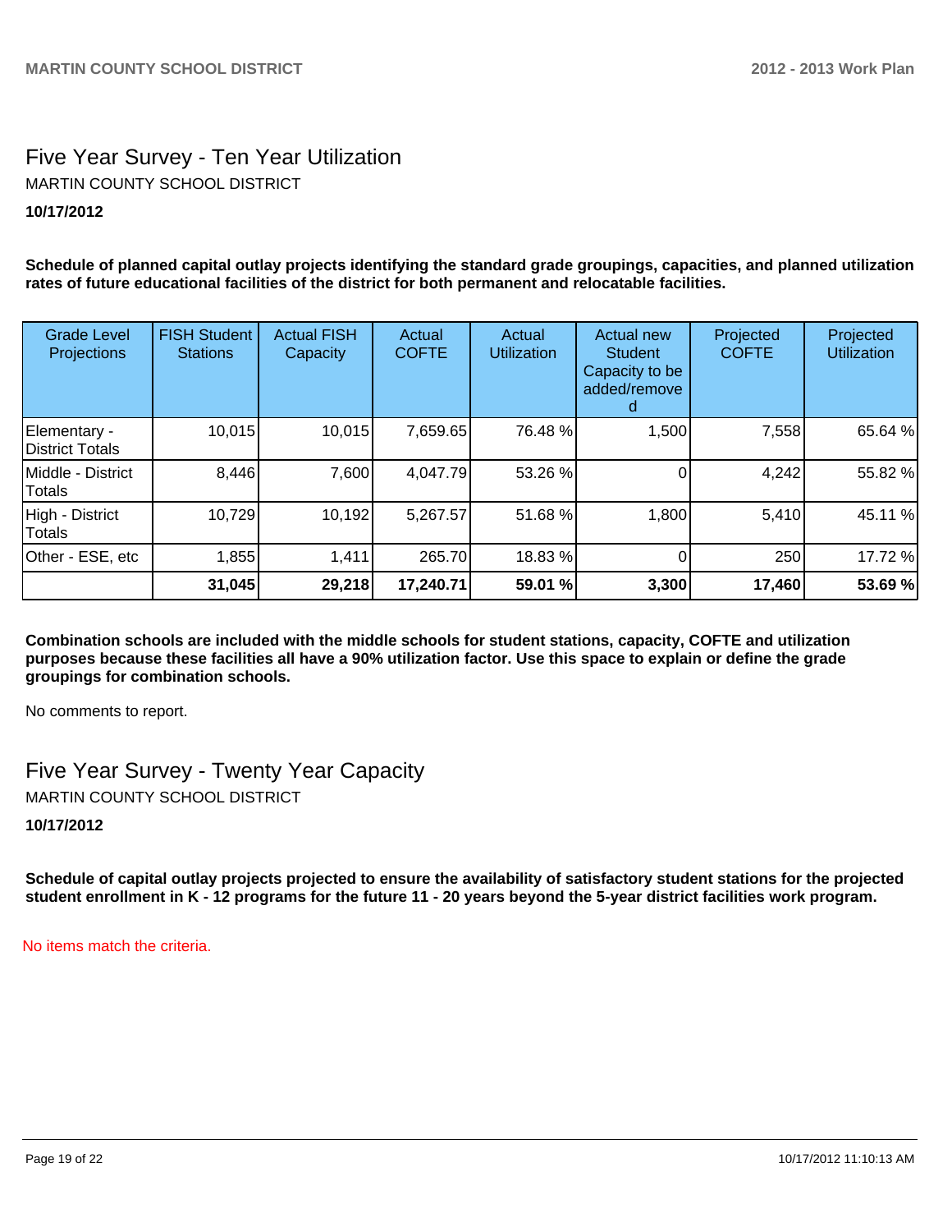# Five Year Survey - Ten Year Utilization

MARTIN COUNTY SCHOOL DISTRICT

**10/17/2012**

**Schedule of planned capital outlay projects identifying the standard grade groupings, capacities, and planned utilization rates of future educational facilities of the district for both permanent and relocatable facilities.**

| Grade Level Projections | FISH Student Stations | Actual FISH Capacity | Actual COFTE | Actual Utilization | Actual new Student Capacity to be added/removed | Projected COFTE | Projected Utilization |
|---|---|---|---|---|---|---|---|
| Elementary - District Totals | 10,015 | 10,015 | 7,659.65 | 76.48 % | 1,500 | 7,558 | 65.64 % |
| Middle - District Totals | 8,446 | 7,600 | 4,047.79 | 53.26 % | 0 | 4,242 | 55.82 % |
| High - District Totals | 10,729 | 10,192 | 5,267.57 | 51.68 % | 1,800 | 5,410 | 45.11 % |
| Other - ESE, etc | 1,855 | 1,411 | 265.70 | 18.83 % | 0 | 250 | 17.72 % |
| | **31,045** | **29,218** | **17,240.71** | **59.01 %** | **3,300** | **17,460** | **53.69 %** |

**Combination schools are included with the middle schools for student stations, capacity, COFTE and utilization purposes because these facilities all have a 90% utilization factor. Use this space to explain or define the grade groupings for combination schools.**

No comments to report.

# Five Year Survey - Twenty Year Capacity

MARTIN COUNTY SCHOOL DISTRICT

**10/17/2012**

**Schedule of capital outlay projects projected to ensure the availability of satisfactory student stations for the projected student enrollment in K - 12 programs for the future 11 - 20 years beyond the 5-year district facilities work program.**

No items match the criteria.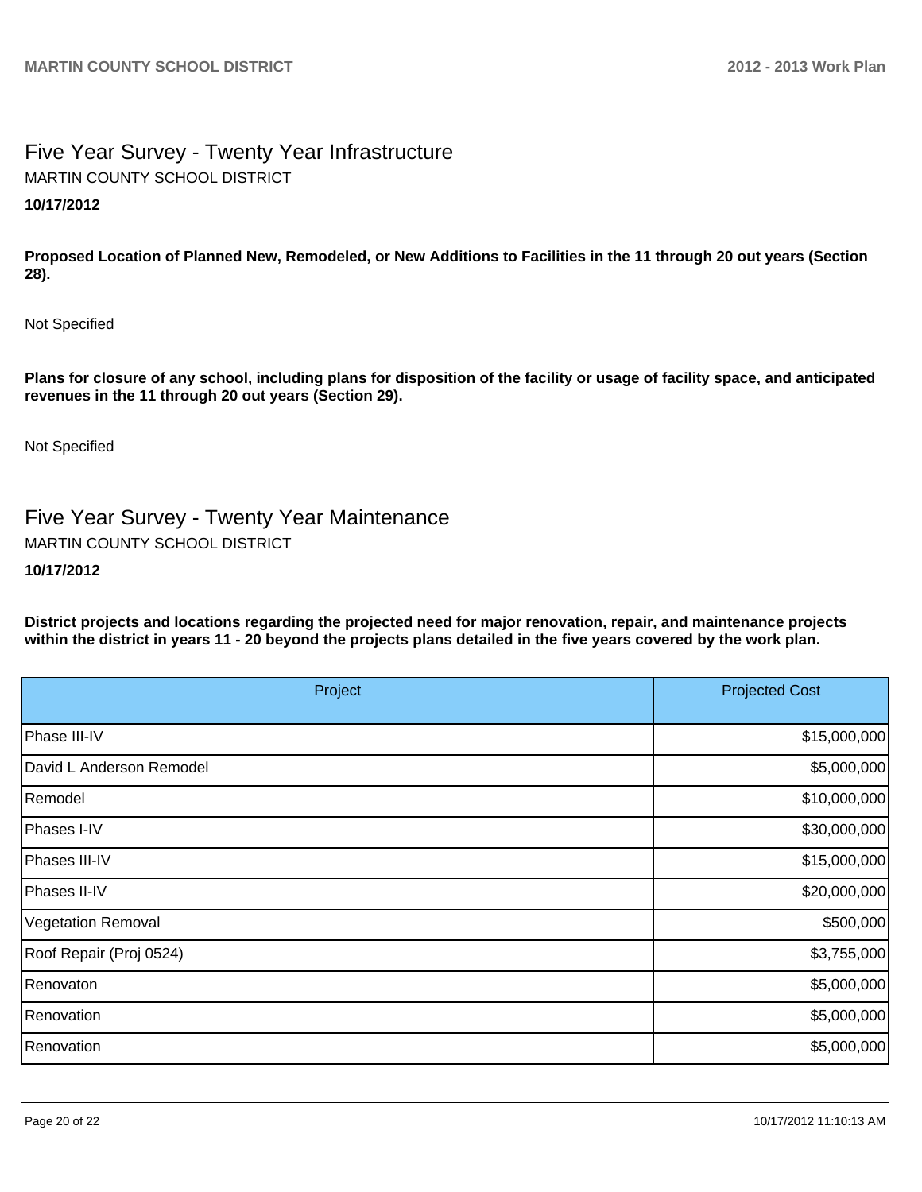# Five Year Survey - Twenty Year Infrastructure

MARTIN COUNTY SCHOOL DISTRICT

**10/17/2012**

**Proposed Location of Planned New, Remodeled, or New Additions to Facilities in the 11 through 20 out years (Section 28).**

Not Specified

**Plans for closure of any school, including plans for disposition of the facility or usage of facility space, and anticipated revenues in the 11 through 20 out years (Section 29).**

Not Specified

# Five Year Survey - Twenty Year Maintenance

MARTIN COUNTY SCHOOL DISTRICT

**10/17/2012**

**District projects and locations regarding the projected need for major renovation, repair, and maintenance projects within the district in years 11 - 20 beyond the projects plans detailed in the five years covered by the work plan.**

| Project | Projected Cost |
|---|---:|
| Phase III-IV | $15,000,000 |
| David L Anderson Remodel | $5,000,000 |
| Remodel | $10,000,000 |
| Phases I-IV | $30,000,000 |
| Phases III-IV | $15,000,000 |
| Phases II-IV | $20,000,000 |
| Vegetation Removal | $500,000 |
| Roof Repair (Proj 0524) | $3,755,000 |
| Renovaton | $5,000,000 |
| Renovation | $5,000,000 |
| Renovation | $5,000,000 |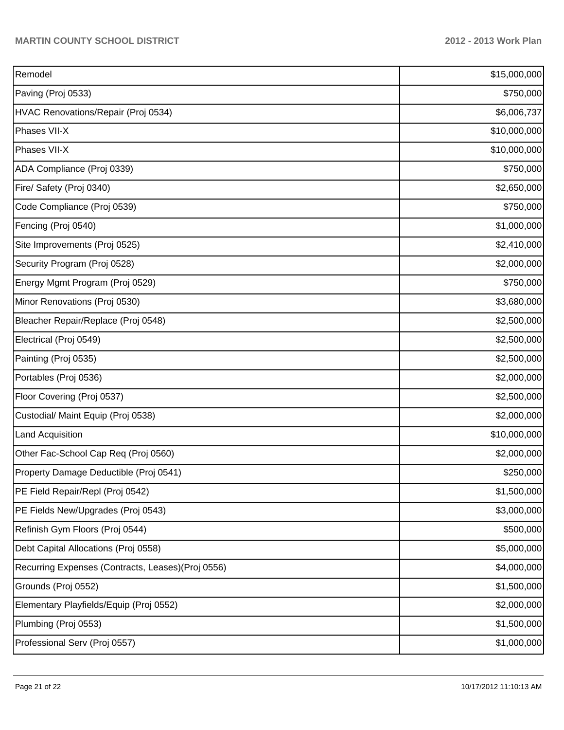| | |
|---|---|
| Remodel | $15,000,000 |
| Paving (Proj 0533) | $750,000 |
| HVAC Renovations/Repair (Proj 0534) | $6,006,737 |
| Phases VII-X | $10,000,000 |
| Phases VII-X | $10,000,000 |
| ADA Compliance (Proj 0339) | $750,000 |
| Fire/ Safety (Proj 0340) | $2,650,000 |
| Code Compliance (Proj 0539) | $750,000 |
| Fencing (Proj 0540) | $1,000,000 |
| Site Improvements (Proj 0525) | $2,410,000 |
| Security Program (Proj 0528) | $2,000,000 |
| Energy Mgmt Program (Proj 0529) | $750,000 |
| Minor Renovations (Proj 0530) | $3,680,000 |
| Bleacher Repair/Replace (Proj 0548) | $2,500,000 |
| Electrical (Proj 0549) | $2,500,000 |
| Painting (Proj 0535) | $2,500,000 |
| Portables (Proj 0536) | $2,000,000 |
| Floor Covering (Proj 0537) | $2,500,000 |
| Custodial/ Maint Equip (Proj 0538) | $2,000,000 |
| Land Acquisition | $10,000,000 |
| Other Fac-School Cap Req (Proj 0560) | $2,000,000 |
| Property Damage Deductible (Proj 0541) | $250,000 |
| PE Field Repair/Repl (Proj 0542) | $1,500,000 |
| PE Fields New/Upgrades (Proj 0543) | $3,000,000 |
| Refinish Gym Floors (Proj 0544) | $500,000 |
| Debt Capital Allocations (Proj 0558) | $5,000,000 |
| Recurring Expenses (Contracts, Leases)(Proj 0556) | $4,000,000 |
| Grounds (Proj 0552) | $1,500,000 |
| Elementary Playfields/Equip (Proj 0552) | $2,000,000 |
| Plumbing (Proj 0553) | $1,500,000 |
| Professional Serv (Proj 0557) | $1,000,000 |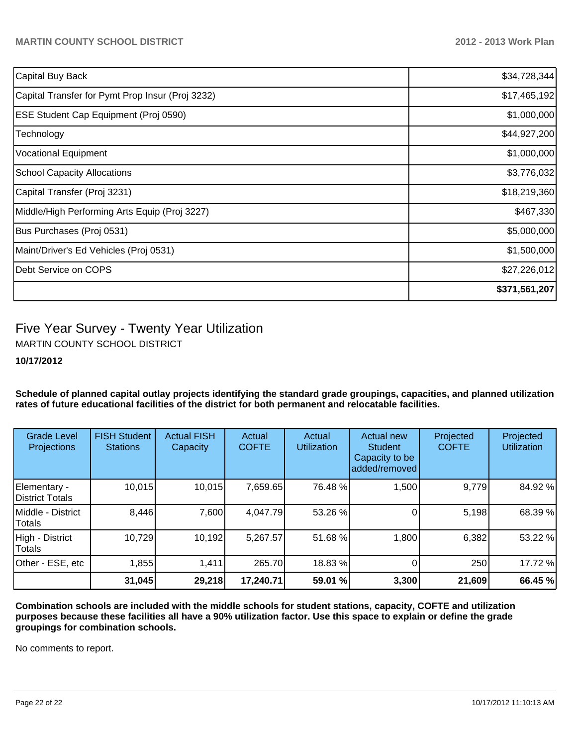| | |
|---|---|
| Capital Buy Back | $34,728,344 |
| Capital Transfer for Pymt Prop Insur (Proj 3232) | $17,465,192 |
| ESE Student Cap Equipment (Proj 0590) | $1,000,000 |
| Technology | $44,927,200 |
| Vocational Equipment | $1,000,000 |
| School Capacity Allocations | $3,776,032 |
| Capital Transfer (Proj 3231) | $18,219,360 |
| Middle/High Performing Arts Equip (Proj 3227) | $467,330 |
| Bus Purchases (Proj 0531) | $5,000,000 |
| Maint/Driver's Ed Vehicles (Proj 0531) | $1,500,000 |
| Debt Service on COPS | $27,226,012 |
| | **$371,561,207** |

# Five Year Survey - Twenty Year Utilization

MARTIN COUNTY SCHOOL DISTRICT

**10/17/2012**

**Schedule of planned capital outlay projects identifying the standard grade groupings, capacities, and planned utilization rates of future educational facilities of the district for both permanent and relocatable facilities.**

| Grade Level Projections | FISH Student Stations | Actual FISH Capacity | Actual COFTE | Actual Utilization | Actual new Student Capacity to be added/removed | Projected COFTE | Projected Utilization |
|---|---|---|---|---|---|---|---|
| Elementary - District Totals | 10,015 | 10,015 | 7,659.65 | 76.48 % | 1,500 | 9,779 | 84.92 % |
| Middle - District Totals | 8,446 | 7,600 | 4,047.79 | 53.26 % | 0 | 5,198 | 68.39 % |
| High - District Totals | 10,729 | 10,192 | 5,267.57 | 51.68 % | 1,800 | 6,382 | 53.22 % |
| Other - ESE, etc | 1,855 | 1,411 | 265.70 | 18.83 % | 0 | 250 | 17.72 % |
| | **31,045** | **29,218** | **17,240.71** | **59.01 %** | **3,300** | **21,609** | **66.45 %** |

**Combination schools are included with the middle schools for student stations, capacity, COFTE and utilization purposes because these facilities all have a 90% utilization factor. Use this space to explain or define the grade groupings for combination schools.**

No comments to report.